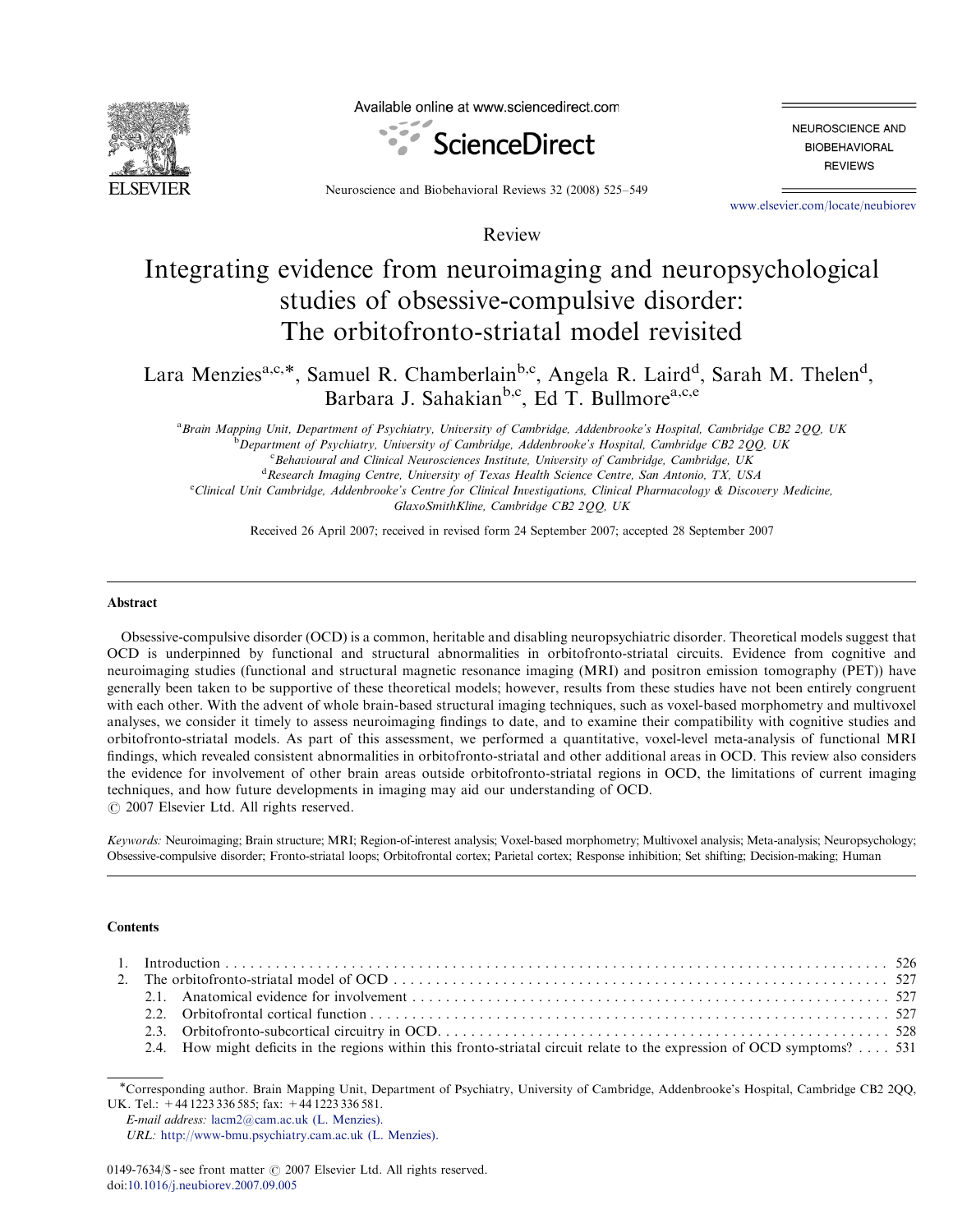Review

# Integrating evidence from neuroimaging and neuropsychological studies of obsessive-compulsive disorder: The orbitofronto-striatal model revisited

Lara Menzies[a,c,*], Samuel R. Chamberlain[b,c], Angela R. Laird[d], Sarah M. Thelen[d], Barbara J. Sahakian[b,c], Ed T. Bullmore[a,c,e]

[a] *Brain Mapping Unit, Department of Psychiatry, University of Cambridge, Addenbrooke's Hospital, Cambridge CB2 2QQ, UK*
[b] *Department of Psychiatry, University of Cambridge, Addenbrooke's Hospital, Cambridge CB2 2QQ, UK*
[c] *Behavioural and Clinical Neurosciences Institute, University of Cambridge, Cambridge, UK*
[d] *Research Imaging Centre, University of Texas Health Science Centre, San Antonio, TX, USA*
[e] *Clinical Unit Cambridge, Addenbrooke's Centre for Clinical Investigations, Clinical Pharmacology & Discovery Medicine, GlaxoSmithKline, Cambridge CB2 2QQ, UK*

Received 26 April 2007; received in revised form 24 September 2007; accepted 28 September 2007

## Abstract

Obsessive-compulsive disorder (OCD) is a common, heritable and disabling neuropsychiatric disorder. Theoretical models suggest that OCD is underpinned by functional and structural abnormalities in orbitofronto-striatal circuits. Evidence from cognitive and neuroimaging studies (functional and structural magnetic resonance imaging (MRI) and positron emission tomography (PET)) have generally been taken to be supportive of these theoretical models; however, results from these studies have not been entirely congruent with each other. With the advent of whole brain-based structural imaging techniques, such as voxel-based morphometry and multivoxel analyses, we consider it timely to assess neuroimaging findings to date, and to examine their compatibility with cognitive studies and orbitofronto-striatal models. As part of this assessment, we performed a quantitative, voxel-level meta-analysis of functional MRI findings, which revealed consistent abnormalities in orbitofronto-striatal and other additional areas in OCD. This review also considers the evidence for involvement of other brain areas outside orbitofronto-striatal regions in OCD, the limitations of current imaging techniques, and how future developments in imaging may aid our understanding of OCD.
© 2007 Elsevier Ltd. All rights reserved.

*Keywords:* Neuroimaging; Brain structure; MRI; Region-of-interest analysis; Voxel-based morphometry; Multivoxel analysis; Meta-analysis; Neuropsychology; Obsessive-compulsive disorder; Fronto-striatal loops; Orbitofrontal cortex; Parietal cortex; Response inhibition; Set shifting; Decision-making; Human

## Contents

1. Introduction . . . . . 526
2. The orbitofronto-striatal model of OCD . . . . . 527
   2.1. Anatomical evidence for involvement . . . . . 527
   2.2. Orbitofrontal cortical function . . . . . 527
   2.3. Orbitofronto-subcortical circuitry in OCD . . . . . 528
   2.4. How might deficits in the regions within this fronto-striatal circuit relate to the expression of OCD symptoms? . . . . 531

*Corresponding author. Brain Mapping Unit, Department of Psychiatry, University of Cambridge, Addenbrooke's Hospital, Cambridge CB2 2QQ, UK. Tel.: +44 1223 336 585; fax: +44 1223 336 581.
*E-mail address:* lacm2@cam.ac.uk (L. Menzies).
*URL:* http://www-bmu.psychiatry.cam.ac.uk (L. Menzies).

0149-7634/$ - see front matter © 2007 Elsevier Ltd. All rights reserved.
doi:10.1016/j.neubiorev.2007.09.005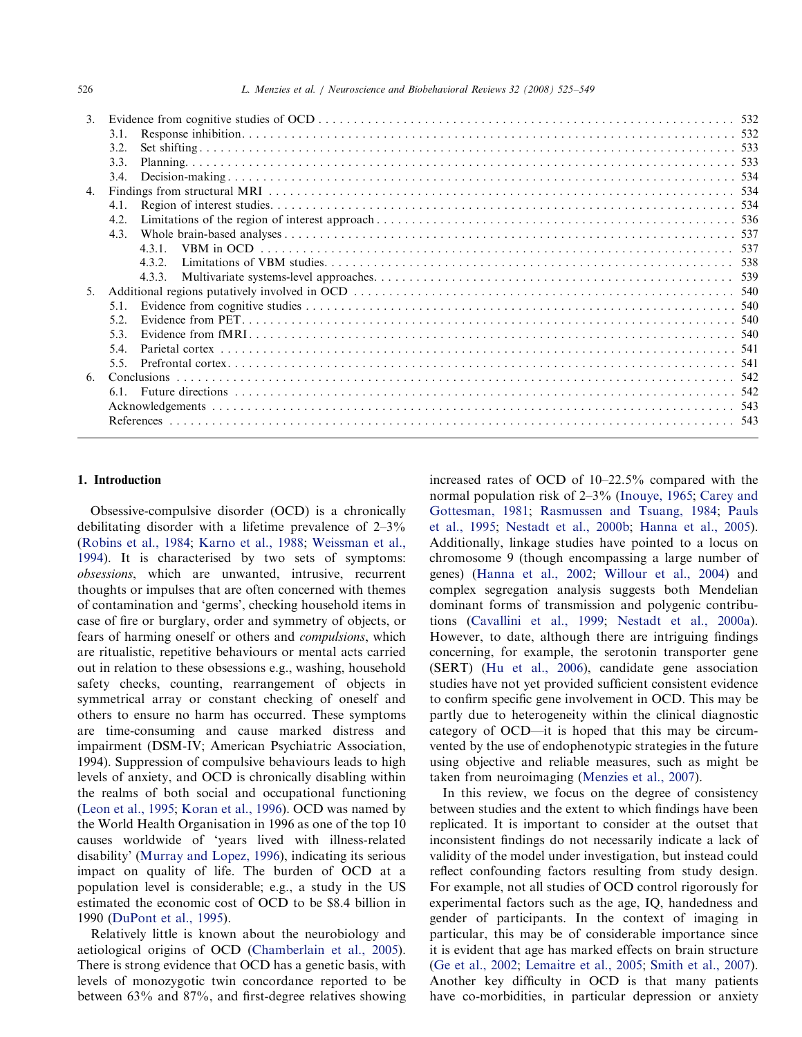3. Evidence from cognitive studies of OCD . . . 532
 3.1. Response inhibition . . . 532
 3.2. Set shifting . . . 533
 3.3. Planning . . . 533
 3.4. Decision-making . . . 534
4. Findings from structural MRI . . . 534
 4.1. Region of interest studies . . . 534
 4.2. Limitations of the region of interest approach . . . 536
 4.3. Whole brain-based analyses . . . 537
  4.3.1. VBM in OCD . . . 537
  4.3.2. Limitations of VBM studies . . . 538
  4.3.3. Multivariate systems-level approaches . . . 539
5. Additional regions putatively involved in OCD . . . 540
 5.1. Evidence from cognitive studies . . . 540
 5.2. Evidence from PET . . . 540
 5.3. Evidence from fMRI . . . 540
 5.4. Parietal cortex . . . 541
 5.5. Prefrontal cortex . . . 541
6. Conclusions . . . 542
 6.1. Future directions . . . 542
Acknowledgements . . . 543
References . . . 543

## 1. Introduction

Obsessive-compulsive disorder (OCD) is a chronically debilitating disorder with a lifetime prevalence of 2–3% (Robins et al., 1984; Karno et al., 1988; Weissman et al., 1994). It is characterised by two sets of symptoms: *obsessions*, which are unwanted, intrusive, recurrent thoughts or impulses that are often concerned with themes of contamination and 'germs', checking household items in case of fire or burglary, order and symmetry of objects, or fears of harming oneself or others and *compulsions*, which are ritualistic, repetitive behaviours or mental acts carried out in relation to these obsessions e.g., washing, household safety checks, counting, rearrangement of objects in symmetrical array or constant checking of oneself and others to ensure no harm has occurred. These symptoms are time-consuming and cause marked distress and impairment (DSM-IV; American Psychiatric Association, 1994). Suppression of compulsive behaviours leads to high levels of anxiety, and OCD is chronically disabling within the realms of both social and occupational functioning (Leon et al., 1995; Koran et al., 1996). OCD was named by the World Health Organisation in 1996 as one of the top 10 causes worldwide of 'years lived with illness-related disability' (Murray and Lopez, 1996), indicating its serious impact on quality of life. The burden of OCD at a population level is considerable; e.g., a study in the US estimated the economic cost of OCD to be $8.4 billion in 1990 (DuPont et al., 1995).

Relatively little is known about the neurobiology and aetiological origins of OCD (Chamberlain et al., 2005). There is strong evidence that OCD has a genetic basis, with levels of monozygotic twin concordance reported to be between 63% and 87%, and first-degree relatives showing increased rates of OCD of 10–22.5% compared with the normal population risk of 2–3% (Inouye, 1965; Carey and Gottesman, 1981; Rasmussen and Tsuang, 1984; Pauls et al., 1995; Nestadt et al., 2000b; Hanna et al., 2005). Additionally, linkage studies have pointed to a locus on chromosome 9 (though encompassing a large number of genes) (Hanna et al., 2002; Willour et al., 2004) and complex segregation analysis suggests both Mendelian dominant forms of transmission and polygenic contributions (Cavallini et al., 1999; Nestadt et al., 2000a). However, to date, although there are intriguing findings concerning, for example, the serotonin transporter gene (SERT) (Hu et al., 2006), candidate gene association studies have not yet provided sufficient consistent evidence to confirm specific gene involvement in OCD. This may be partly due to heterogeneity within the clinical diagnostic category of OCD—it is hoped that this may be circumvented by the use of endophenotypic strategies in the future using objective and reliable measures, such as might be taken from neuroimaging (Menzies et al., 2007).

In this review, we focus on the degree of consistency between studies and the extent to which findings have been replicated. It is important to consider at the outset that inconsistent findings do not necessarily indicate a lack of validity of the model under investigation, but instead could reflect confounding factors resulting from study design. For example, not all studies of OCD control rigorously for experimental factors such as the age, IQ, handedness and gender of participants. In the context of imaging in particular, this may be of considerable importance since it is evident that age has marked effects on brain structure (Ge et al., 2002; Lemaitre et al., 2005; Smith et al., 2007). Another key difficulty in OCD is that many patients have co-morbidities, in particular depression or anxiety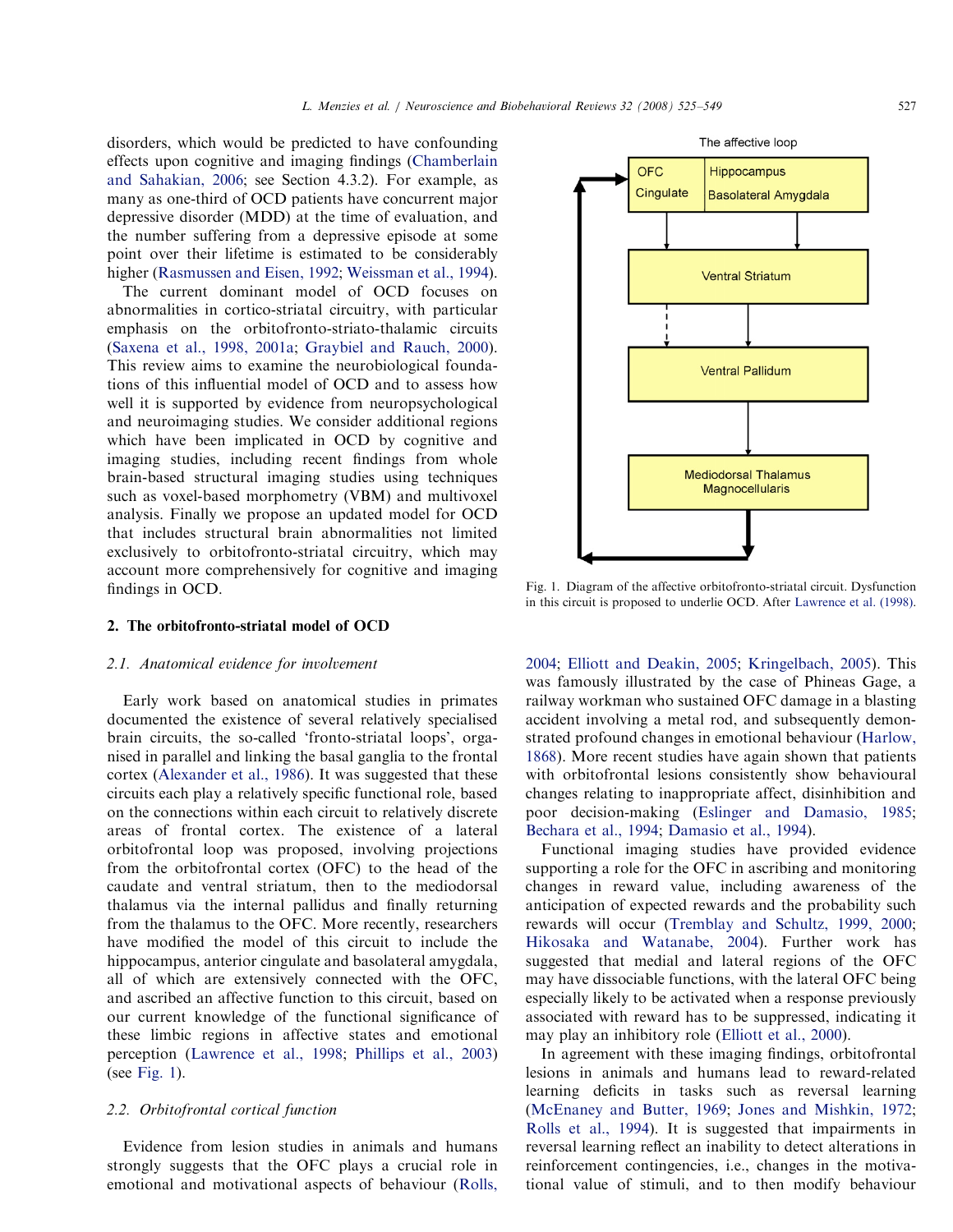disorders, which would be predicted to have confounding effects upon cognitive and imaging findings (Chamberlain and Sahakian, 2006; see Section 4.3.2). For example, as many as one-third of OCD patients have concurrent major depressive disorder (MDD) at the time of evaluation, and the number suffering from a depressive episode at some point over their lifetime is estimated to be considerably higher (Rasmussen and Eisen, 1992; Weissman et al., 1994).

The current dominant model of OCD focuses on abnormalities in cortico-striatal circuitry, with particular emphasis on the orbitofronto-striato-thalamic circuits (Saxena et al., 1998, 2001a; Graybiel and Rauch, 2000). This review aims to examine the neurobiological foundations of this influential model of OCD and to assess how well it is supported by evidence from neuropsychological and neuroimaging studies. We consider additional regions which have been implicated in OCD by cognitive and imaging studies, including recent findings from whole brain-based structural imaging studies using techniques such as voxel-based morphometry (VBM) and multivoxel analysis. Finally we propose an updated model for OCD that includes structural brain abnormalities not limited exclusively to orbitofronto-striatal circuitry, which may account more comprehensively for cognitive and imaging findings in OCD.

The affective loop

OFC | Cingulate | Hippocampus | Basolateral Amygdala

Ventral Striatum

Ventral Pallidum

Mediodorsal Thalamus Magnocellularis

Fig. 1. Diagram of the affective orbitofronto-striatal circuit. Dysfunction in this circuit is proposed to underlie OCD. After Lawrence et al. (1998).

## 2. The orbitofronto-striatal model of OCD

### 2.1. Anatomical evidence for involvement

Early work based on anatomical studies in primates documented the existence of several relatively specialised brain circuits, the so-called 'fronto-striatal loops', organised in parallel and linking the basal ganglia to the frontal cortex (Alexander et al., 1986). It was suggested that these circuits each play a relatively specific functional role, based on the connections within each circuit to relatively discrete areas of frontal cortex. The existence of a lateral orbitofrontal loop was proposed, involving projections from the orbitofrontal cortex (OFC) to the head of the caudate and ventral striatum, then to the mediodorsal thalamus via the internal pallidus and finally returning from the thalamus to the OFC. More recently, researchers have modified the model of this circuit to include the hippocampus, anterior cingulate and basolateral amygdala, all of which are extensively connected with the OFC, and ascribed an affective function to this circuit, based on our current knowledge of the functional significance of these limbic regions in affective states and emotional perception (Lawrence et al., 1998; Phillips et al., 2003) (see Fig. 1).

### 2.2. Orbitofrontal cortical function

Evidence from lesion studies in animals and humans strongly suggests that the OFC plays a crucial role in emotional and motivational aspects of behaviour (Rolls, 2004; Elliott and Deakin, 2005; Kringelbach, 2005). This was famously illustrated by the case of Phineas Gage, a railway workman who sustained OFC damage in a blasting accident involving a metal rod, and subsequently demonstrated profound changes in emotional behaviour (Harlow, 1868). More recent studies have again shown that patients with orbitofrontal lesions consistently show behavioural changes relating to inappropriate affect, disinhibition and poor decision-making (Eslinger and Damasio, 1985; Bechara et al., 1994; Damasio et al., 1994).

Functional imaging studies have provided evidence supporting a role for the OFC in ascribing and monitoring changes in reward value, including awareness of the anticipation of expected rewards and the probability such rewards will occur (Tremblay and Schultz, 1999, 2000; Hikosaka and Watanabe, 2004). Further work has suggested that medial and lateral regions of the OFC may have dissociable functions, with the lateral OFC being especially likely to be activated when a response previously associated with reward has to be suppressed, indicating it may play an inhibitory role (Elliott et al., 2000).

In agreement with these imaging findings, orbitofrontal lesions in animals and humans lead to reward-related learning deficits in tasks such as reversal learning (McEnaney and Butter, 1969; Jones and Mishkin, 1972; Rolls et al., 1994). It is suggested that impairments in reversal learning reflect an inability to detect alterations in reinforcement contingencies, i.e., changes in the motivational value of stimuli, and to then modify behaviour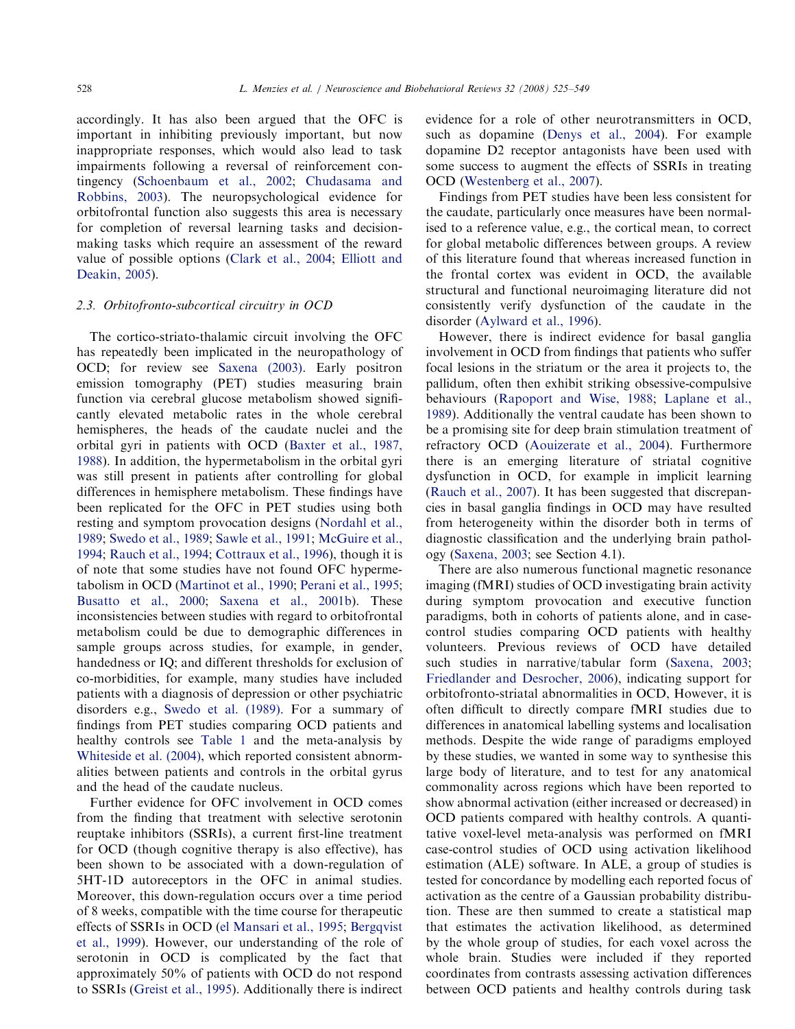accordingly. It has also been argued that the OFC is important in inhibiting previously important, but now inappropriate responses, which would also lead to task impairments following a reversal of reinforcement contingency (Schoenbaum et al., 2002; Chudasama and Robbins, 2003). The neuropsychological evidence for orbitofrontal function also suggests this area is necessary for completion of reversal learning tasks and decision-making tasks which require an assessment of the reward value of possible options (Clark et al., 2004; Elliott and Deakin, 2005).

### 2.3. Orbitofronto-subcortical circuitry in OCD

The cortico-striato-thalamic circuit involving the OFC has repeatedly been implicated in the neuropathology of OCD; for review see Saxena (2003). Early positron emission tomography (PET) studies measuring brain function via cerebral glucose metabolism showed significantly elevated metabolic rates in the whole cerebral hemispheres, the heads of the caudate nuclei and the orbital gyri in patients with OCD (Baxter et al., 1987, 1988). In addition, the hypermetabolism in the orbital gyri was still present in patients after controlling for global differences in hemisphere metabolism. These findings have been replicated for the OFC in PET studies using both resting and symptom provocation designs (Nordahl et al., 1989; Swedo et al., 1989; Sawle et al., 1991; McGuire et al., 1994; Rauch et al., 1994; Cottraux et al., 1996), though it is of note that some studies have not found OFC hypermetabolism in OCD (Martinot et al., 1990; Perani et al., 1995; Busatto et al., 2000; Saxena et al., 2001b). These inconsistencies between studies with regard to orbitofrontal metabolism could be due to demographic differences in sample groups across studies, for example, in gender, handedness or IQ; and different thresholds for exclusion of co-morbidities, for example, many studies have included patients with a diagnosis of depression or other psychiatric disorders e.g., Swedo et al. (1989). For a summary of findings from PET studies comparing OCD patients and healthy controls see Table 1 and the meta-analysis by Whiteside et al. (2004), which reported consistent abnormalities between patients and controls in the orbital gyrus and the head of the caudate nucleus.

Further evidence for OFC involvement in OCD comes from the finding that treatment with selective serotonin reuptake inhibitors (SSRIs), a current first-line treatment for OCD (though cognitive therapy is also effective), has been shown to be associated with a down-regulation of 5HT-1D autoreceptors in the OFC in animal studies. Moreover, this down-regulation occurs over a time period of 8 weeks, compatible with the time course for therapeutic effects of SSRIs in OCD (el Mansari et al., 1995; Bergqvist et al., 1999). However, our understanding of the role of serotonin in OCD is complicated by the fact that approximately 50% of patients with OCD do not respond to SSRIs (Greist et al., 1995). Additionally there is indirect evidence for a role of other neurotransmitters in OCD, such as dopamine (Denys et al., 2004). For example dopamine D2 receptor antagonists have been used with some success to augment the effects of SSRIs in treating OCD (Westenberg et al., 2007).

Findings from PET studies have been less consistent for the caudate, particularly once measures have been normalised to a reference value, e.g., the cortical mean, to correct for global metabolic differences between groups. A review of this literature found that whereas increased function in the frontal cortex was evident in OCD, the available structural and functional neuroimaging literature did not consistently verify dysfunction of the caudate in the disorder (Aylward et al., 1996).

However, there is indirect evidence for basal ganglia involvement in OCD from findings that patients who suffer focal lesions in the striatum or the area it projects to, the pallidum, often then exhibit striking obsessive-compulsive behaviours (Rapoport and Wise, 1988; Laplane et al., 1989). Additionally the ventral caudate has been shown to be a promising site for deep brain stimulation treatment of refractory OCD (Aouizerate et al., 2004). Furthermore there is an emerging literature of striatal cognitive dysfunction in OCD, for example in implicit learning (Rauch et al., 2007). It has been suggested that discrepancies in basal ganglia findings in OCD may have resulted from heterogeneity within the disorder both in terms of diagnostic classification and the underlying brain pathology (Saxena, 2003; see Section 4.1).

There are also numerous functional magnetic resonance imaging (fMRI) studies of OCD investigating brain activity during symptom provocation and executive function paradigms, both in cohorts of patients alone, and in case-control studies comparing OCD patients with healthy volunteers. Previous reviews of OCD have detailed such studies in narrative/tabular form (Saxena, 2003; Friedlander and Desrocher, 2006), indicating support for orbitofronto-striatal abnormalities in OCD, However, it is often difficult to directly compare fMRI studies due to differences in anatomical labelling systems and localisation methods. Despite the wide range of paradigms employed by these studies, we wanted in some way to synthesise this large body of literature, and to test for any anatomical commonality across regions which have been reported to show abnormal activation (either increased or decreased) in OCD patients compared with healthy controls. A quantitative voxel-level meta-analysis was performed on fMRI case-control studies of OCD using activation likelihood estimation (ALE) software. In ALE, a group of studies is tested for concordance by modelling each reported focus of activation as the centre of a Gaussian probability distribution. These are then summed to create a statistical map that estimates the activation likelihood, as determined by the whole group of studies, for each voxel across the whole brain. Studies were included if they reported coordinates from contrasts assessing activation differences between OCD patients and healthy controls during task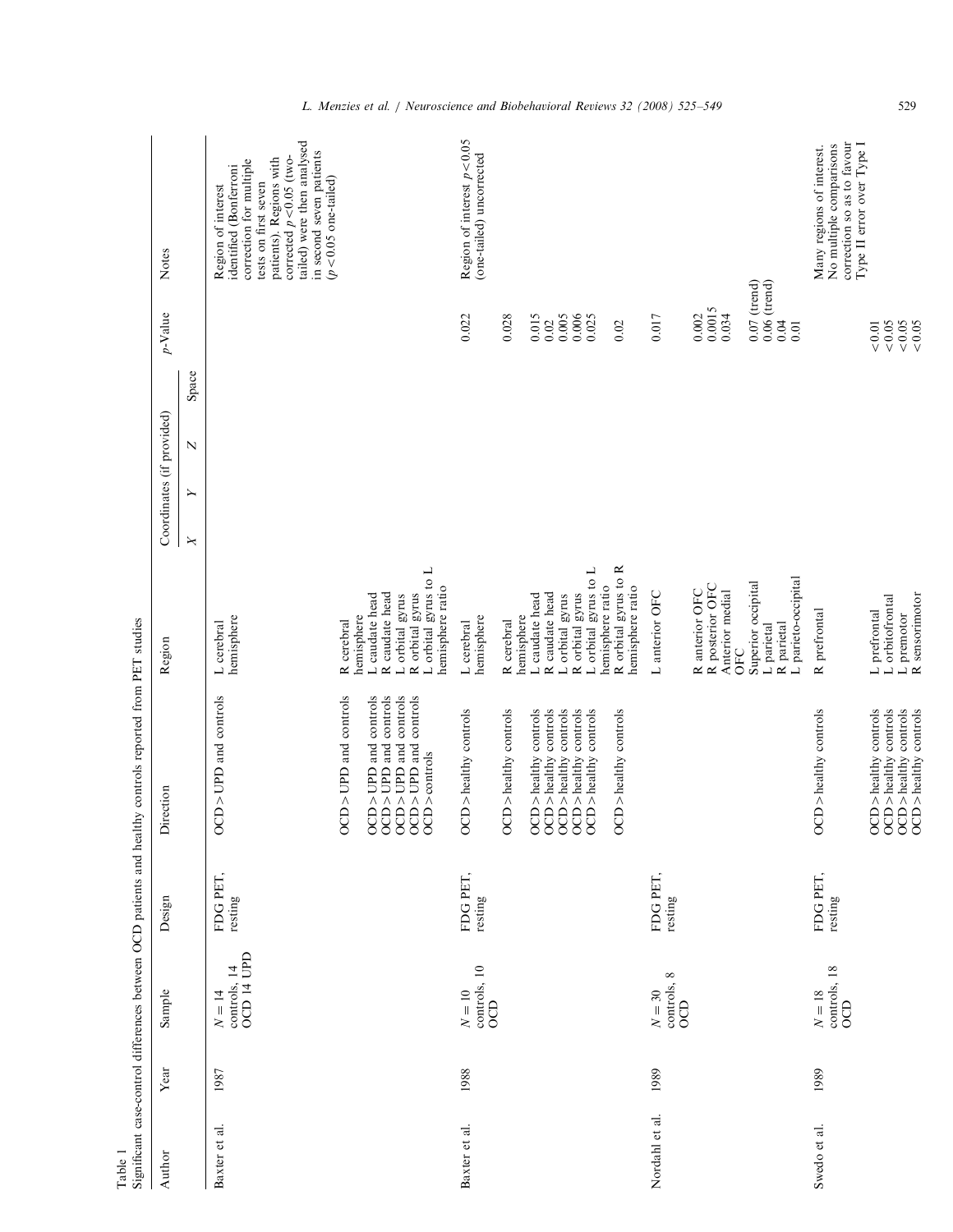Table 1
Significant case-control differences between OCD patients and healthy controls reported from PET studies

| Author | Year | Sample | Design | Direction | Region | Coordinates (if provided) | | | | *p*-Value | Notes |
|---|---|---|---|---|---|---|---|---|---|---|---|
| | | | | | | *X* | *Y* | *Z* | Space | | |
| Baxter et al. | 1987 | $N = 14$ controls, 14 OCD 14 UPD | FDG PET, resting | OCD > UPD and controls | L cerebral hemisphere | | | | | | Region of interest identified (Bonferroni correction for multiple tests on first seven patients). Regions with corrected $p < 0.05$ (two-tailed) were then analysed in second seven patients ($p < 0.05$ one-tailed) |
| | | | | OCD > UPD and controls | R cerebral hemisphere | | | | | | |
| | | | | OCD > UPD and controls | L caudate head | | | | | | |
| | | | | OCD > UPD and controls | R caudate head | | | | | | |
| | | | | OCD > UPD and controls | L orbital gyrus | | | | | | |
| | | | | OCD > UPD and controls | R orbital gyrus | | | | | | |
| | | | | OCD > controls | L orbital gyrus to L hemisphere ratio | | | | | | |
| Baxter et al. | 1988 | $N = 10$ controls, 10 OCD | FDG PET, resting | OCD > healthy controls | L cerebral hemisphere | | | | | 0.022 | Region of interest $p < 0.05$ (one-tailed) uncorrected |
| | | | | OCD > healthy controls | R cerebral hemisphere | | | | | 0.028 | |
| | | | | OCD > healthy controls | L caudate head | | | | | 0.015 | |
| | | | | OCD > healthy controls | R caudate head | | | | | 0.02 | |
| | | | | OCD > healthy controls | L orbital gyrus | | | | | 0.005 | |
| | | | | OCD > healthy controls | R orbital gyrus | | | | | 0.006 | |
| | | | | OCD > healthy controls | L orbital gyrus to L hemisphere ratio | | | | | 0.025 | |
| | | | | OCD > healthy controls | R orbital gyrus to R hemisphere ratio | | | | | 0.02 | |
| Nordahl et al. | 1989 | $N = 30$ controls, 8 OCD | FDG PET, resting | | L anterior OFC | | | | | 0.017 | |
| | | | | | R anterior OFC | | | | | 0.002 | |
| | | | | | R posterior OFC | | | | | 0.0015 | |
| | | | | | Anterior medial OFC | | | | | 0.034 | |
| | | | | | Superior occipital | | | | | 0.07 (trend) | |
| | | | | | L parietal | | | | | 0.06 (trend) | |
| | | | | | R parietal | | | | | 0.04 | |
| | | | | | L parieto-occipital | | | | | 0.01 | |
| Swedo et al. | 1989 | $N = 18$ controls, 18 OCD | FDG PET, resting | OCD > healthy controls | R prefrontal | | | | | | Many regions of interest. No multiple comparisons correction so as to favour Type II error over Type I |
| | | | | OCD > healthy controls | L prefrontal | | | | | < 0.01 | |
| | | | | OCD > healthy controls | L orbitofrontal | | | | | < 0.05 | |
| | | | | OCD > healthy controls | L premotor | | | | | < 0.05 | |
| | | | | OCD > healthy controls | R sensorimotor | | | | | < 0.05 | |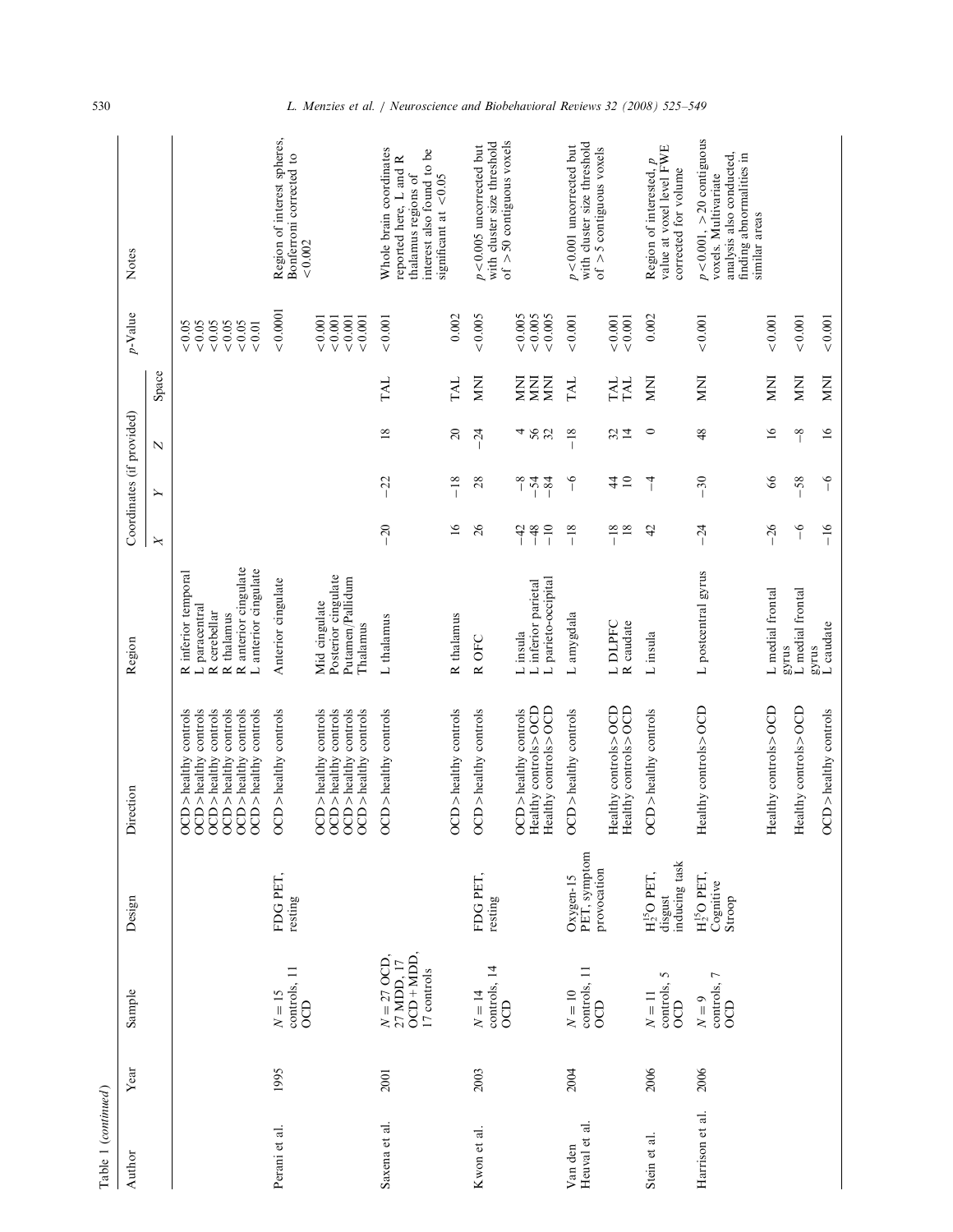Table 1 (*continued*)

| Author | Year | Sample | Design | Direction | Region | Coordinates (if provided) X | Y | Z | Space | p-Value | Notes |
|---|---|---|---|---|---|---|---|---|---|---|---|
| | | | | OCD > healthy controls | R inferior temporal | | | | | <0.05 | |
| | | | | OCD > healthy controls | L paracentral | | | | | <0.05 | |
| | | | | OCD > healthy controls | R cerebellar | | | | | <0.05 | |
| | | | | OCD > healthy controls | R thalamus | | | | | <0.05 | |
| | | | | OCD > healthy controls | R anterior cingulate | | | | | <0.05 | |
| | | | | OCD > healthy controls | L anterior cingulate | | | | | <0.01 | |
| Perani et al. | 1995 | $N=15$ controls, 11 OCD | FDG PET, resting | OCD > healthy controls | Anterior cingulate | | | | | <0.0001 | Region of interest spheres, Bonferroni corrected to <0.002 |
| | | | | OCD > healthy controls | Mid cingulate | | | | | <0.001 | |
| | | | | OCD > healthy controls | Posterior cingulate | | | | | <0.001 | |
| | | | | OCD > healthy controls | Putamen/Pallidum | | | | | <0.001 | |
| | | | | OCD > healthy controls | Thalamus | | | | | <0.001 | |
| Saxena et al. | 2001 | $N=27$ OCD, 27 MDD, 17 OCD+MDD, 17 controls | | OCD > healthy controls | L thalamus | −20 | −22 | 18 | TAL | <0.001 | Whole brain coordinates reported here, L and R thalamus regions of interest also found to be significant at <0.05 |
| | | | | OCD > healthy controls | R thalamus | 16 | −18 | 20 | TAL | 0.002 | |
| Kwon et al. | 2003 | $N=14$ controls, 14 OCD | FDG PET, resting | OCD > healthy controls | R OFC | 26 | 28 | −24 | MNI | <0.005 | $p<0.005$ uncorrected but with cluster size threshold of >50 contiguous voxels |
| | | | | OCD > healthy controls | L insula | −42 | −8 | 4 | MNI | <0.005 | |
| | | | | Healthy controls > OCD | L inferior parietal | −48 | −54 | 56 | MNI | <0.005 | |
| | | | | Healthy controls > OCD | L parieto-occipital | −10 | −84 | 32 | MNI | <0.005 | |
| Van den Heuval et al. | 2004 | $N=10$ controls, 11 OCD | Oxygen-15 PET, symptom provocation | OCD > healthy controls | L amygdala | −18 | −6 | −18 | TAL | <0.001 | $p<0.001$ uncorrected but with cluster size threshold of >5 contiguous voxels |
| | | | | Healthy controls > OCD | L DLPFC | −18 | 44 | 32 | TAL | <0.001 | |
| | | | | Healthy controls > OCD | R caudate | 18 | 10 | 14 | TAL | <0.001 | |
| Stein et al. | 2006 | $N=11$ controls, 5 OCD | $H_2^{15}O$ PET, disgust inducing task | OCD > healthy controls | L insula | 42 | −4 | 0 | MNI | 0.002 | Region of interested, $p$ value at voxel level FWE corrected for volume |
| Harrison et al. | 2006 | $N=9$ controls, 7 OCD | $H_2^{15}O$ PET, Cognitive Stroop | Healthy controls > OCD | L postcentral gyrus | −24 | −30 | 48 | MNI | <0.001 | $p<0.001$, >20 contiguous voxels. Multivariate analysis also conducted, finding abnormalities in similar areas |
| | | | | Healthy controls > OCD | L medial frontal gyrus | −26 | 66 | 16 | MNI | <0.001 | |
| | | | | Healthy controls > OCD | L medial frontal gyrus | −6 | −58 | −8 | MNI | <0.001 | |
| | | | | OCD > healthy controls | L caudate | −16 | −6 | 16 | MNI | <0.001 | |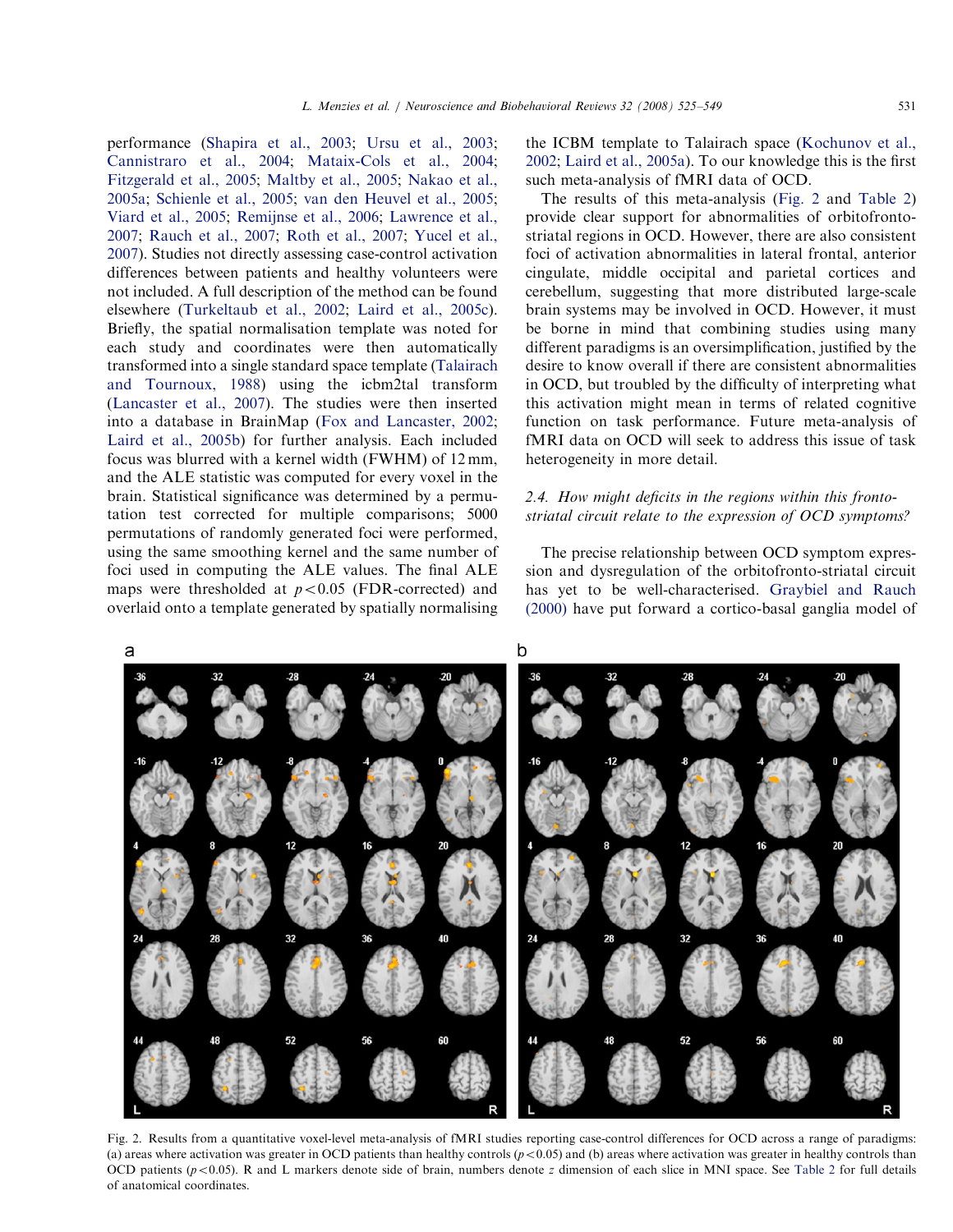performance (Shapira et al., 2003; Ursu et al., 2003; Cannistraro et al., 2004; Mataix-Cols et al., 2004; Fitzgerald et al., 2005; Maltby et al., 2005; Nakao et al., 2005a; Schienle et al., 2005; van den Heuvel et al., 2005; Viard et al., 2005; Remijnse et al., 2006; Lawrence et al., 2007; Rauch et al., 2007; Roth et al., 2007; Yucel et al., 2007). Studies not directly assessing case-control activation differences between patients and healthy volunteers were not included. A full description of the method can be found elsewhere (Turkeltaub et al., 2002; Laird et al., 2005c). Briefly, the spatial normalisation template was noted for each study and coordinates were then automatically transformed into a single standard space template (Talairach and Tournoux, 1988) using the icbm2tal transform (Lancaster et al., 2007). The studies were then inserted into a database in BrainMap (Fox and Lancaster, 2002; Laird et al., 2005b) for further analysis. Each included focus was blurred with a kernel width (FWHM) of 12 mm, and the ALE statistic was computed for every voxel in the brain. Statistical significance was determined by a permutation test corrected for multiple comparisons; 5000 permutations of randomly generated foci were performed, using the same smoothing kernel and the same number of foci used in computing the ALE values. The final ALE maps were thresholded at $p<0.05$ (FDR-corrected) and overlaid onto a template generated by spatially normalising the ICBM template to Talairach space (Kochunov et al., 2002; Laird et al., 2005a). To our knowledge this is the first such meta-analysis of fMRI data of OCD.

The results of this meta-analysis (Fig. 2 and Table 2) provide clear support for abnormalities of orbitofronto-striatal regions in OCD. However, there are also consistent foci of activation abnormalities in lateral frontal, anterior cingulate, middle occipital and parietal cortices and cerebellum, suggesting that more distributed large-scale brain systems may be involved in OCD. However, it must be borne in mind that combining studies using many different paradigms is an oversimplification, justified by the desire to know overall if there are consistent abnormalities in OCD, but troubled by the difficulty of interpreting what this activation might mean in terms of related cognitive function on task performance. Future meta-analysis of fMRI data on OCD will seek to address this issue of task heterogeneity in more detail.

### *2.4. How might deficits in the regions within this fronto-striatal circuit relate to the expression of OCD symptoms?*

The precise relationship between OCD symptom expression and dysregulation of the orbitofronto-striatal circuit has yet to be well-characterised. Graybiel and Rauch (2000) have put forward a cortico-basal ganglia model of

Fig. 2. Results from a quantitative voxel-level meta-analysis of fMRI studies reporting case-control differences for OCD across a range of paradigms: (a) areas where activation was greater in OCD patients than healthy controls ($p<0.05$) and (b) areas where activation was greater in healthy controls than OCD patients ($p<0.05$). R and L markers denote side of brain, numbers denote $z$ dimension of each slice in MNI space. See Table 2 for full details of anatomical coordinates.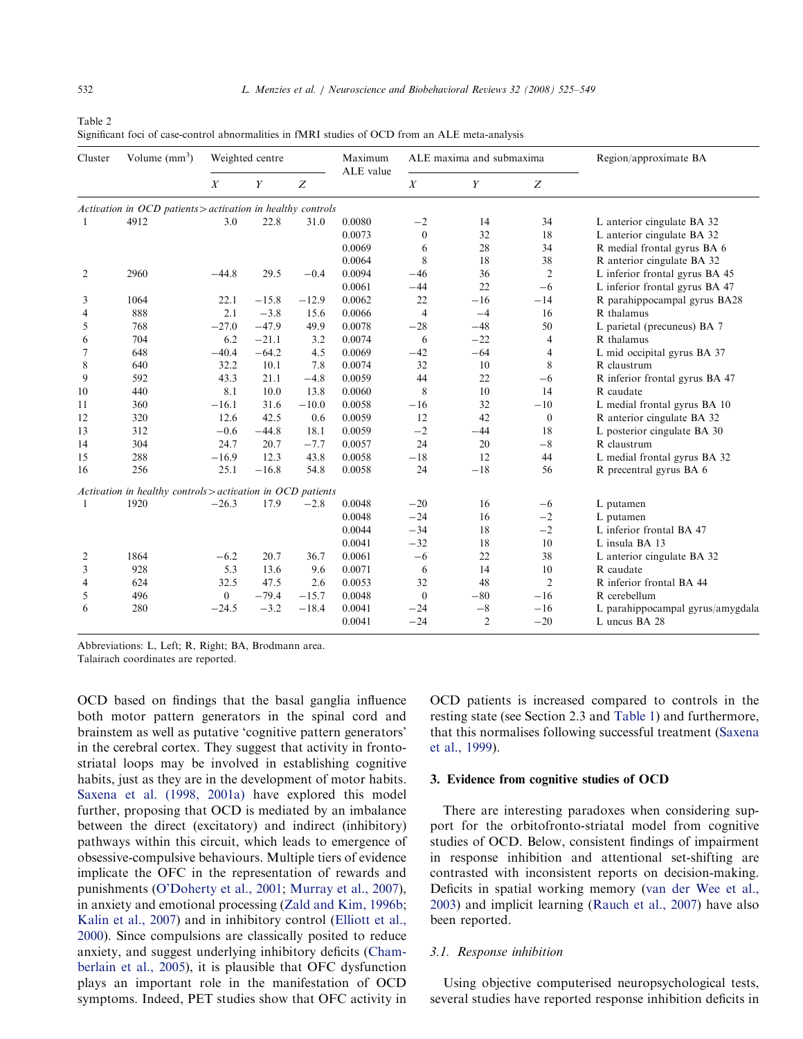Table 2
Significant foci of case-control abnormalities in fMRI studies of OCD from an ALE meta-analysis

| Cluster | Volume (mm$^3$) | Weighted centre | | | Maximum ALE value | ALE maxima and submaxima | | | Region/approximate BA |
|---|---|---|---|---|---|---|---|---|---|
| | | X | Y | Z | | X | Y | Z | |
| *Activation in OCD patients > activation in healthy controls* | | | | | | | | | |
| 1 | 4912 | 3.0 | 22.8 | 31.0 | 0.0080 | −2 | 14 | 34 | L anterior cingulate BA 32 |
| | | | | | 0.0073 | 0 | 32 | 18 | L anterior cingulate BA 32 |
| | | | | | 0.0069 | 6 | 28 | 34 | R medial frontal gyrus BA 6 |
| | | | | | 0.0064 | 8 | 18 | 38 | R anterior cingulate BA 32 |
| 2 | 2960 | −44.8 | 29.5 | −0.4 | 0.0094 | −46 | 36 | 2 | L inferior frontal gyrus BA 45 |
| | | | | | 0.0061 | −44 | 22 | −6 | L inferior frontal gyrus BA 47 |
| 3 | 1064 | 22.1 | −15.8 | −12.9 | 0.0062 | 22 | −16 | −14 | R parahippocampal gyrus BA28 |
| 4 | 888 | 2.1 | −3.8 | 15.6 | 0.0066 | 4 | −4 | 16 | R thalamus |
| 5 | 768 | −27.0 | −47.9 | 49.9 | 0.0078 | −28 | −48 | 50 | L parietal (precuneus) BA 7 |
| 6 | 704 | 6.2 | −21.1 | 3.2 | 0.0074 | 6 | −22 | 4 | R thalamus |
| 7 | 648 | −40.4 | −64.2 | 4.5 | 0.0069 | −42 | −64 | 4 | L mid occipital gyrus BA 37 |
| 8 | 640 | 32.2 | 10.1 | 7.8 | 0.0074 | 32 | 10 | 8 | R claustrum |
| 9 | 592 | 43.3 | 21.1 | −4.8 | 0.0059 | 44 | 22 | −6 | R inferior frontal gyrus BA 47 |
| 10 | 440 | 8.1 | 10.0 | 13.8 | 0.0060 | 8 | 10 | 14 | R caudate |
| 11 | 360 | −16.1 | 31.6 | −10.0 | 0.0058 | −16 | 32 | −10 | L medial frontal gyrus BA 10 |
| 12 | 320 | 12.6 | 42.5 | 0.6 | 0.0059 | 12 | 42 | 0 | R anterior cingulate BA 32 |
| 13 | 312 | −0.6 | −44.8 | 18.1 | 0.0059 | −2 | −44 | 18 | L posterior cingulate BA 30 |
| 14 | 304 | 24.7 | 20.7 | −7.7 | 0.0057 | 24 | 20 | −8 | R claustrum |
| 15 | 288 | −16.9 | 12.3 | 43.8 | 0.0058 | −18 | 12 | 44 | L medial frontal gyrus BA 32 |
| 16 | 256 | 25.1 | −16.8 | 54.8 | 0.0058 | 24 | −18 | 56 | R precentral gyrus BA 6 |
| *Activation in healthy controls > activation in OCD patients* | | | | | | | | | |
| 1 | 1920 | −26.3 | 17.9 | −2.8 | 0.0048 | −20 | 16 | −6 | L putamen |
| | | | | | 0.0048 | −24 | 16 | −2 | L putamen |
| | | | | | 0.0044 | −34 | 18 | −2 | L inferior frontal BA 47 |
| | | | | | 0.0041 | −32 | 18 | 10 | L insula BA 13 |
| 2 | 1864 | −6.2 | 20.7 | 36.7 | 0.0061 | −6 | 22 | 38 | L anterior cingulate BA 32 |
| 3 | 928 | 5.3 | 13.6 | 9.6 | 0.0071 | 6 | 14 | 10 | R caudate |
| 4 | 624 | 32.5 | 47.5 | 2.6 | 0.0053 | 32 | 48 | 2 | R inferior frontal BA 44 |
| 5 | 496 | 0 | −79.4 | −15.7 | 0.0048 | 0 | −80 | −16 | R cerebellum |
| 6 | 280 | −24.5 | −3.2 | −18.4 | 0.0041 | −24 | −8 | −16 | L parahippocampal gyrus/amygdala |
| | | | | | 0.0041 | −24 | 2 | −20 | L uncus BA 28 |

Abbreviations: L, Left; R, Right; BA, Brodmann area.
Talairach coordinates are reported.

OCD based on findings that the basal ganglia influence both motor pattern generators in the spinal cord and brainstem as well as putative 'cognitive pattern generators' in the cerebral cortex. They suggest that activity in fronto-striatal loops may be involved in establishing cognitive habits, just as they are in the development of motor habits. Saxena et al. (1998, 2001a) have explored this model further, proposing that OCD is mediated by an imbalance between the direct (excitatory) and indirect (inhibitory) pathways within this circuit, which leads to emergence of obsessive-compulsive behaviours. Multiple tiers of evidence implicate the OFC in the representation of rewards and punishments (O'Doherty et al., 2001; Murray et al., 2007), in anxiety and emotional processing (Zald and Kim, 1996b; Kalin et al., 2007) and in inhibitory control (Elliott et al., 2000). Since compulsions are classically posited to reduce anxiety, and suggest underlying inhibitory deficits (Chamberlain et al., 2005), it is plausible that OFC dysfunction plays an important role in the manifestation of OCD symptoms. Indeed, PET studies show that OFC activity in OCD patients is increased compared to controls in the resting state (see Section 2.3 and Table 1) and furthermore, that this normalises following successful treatment (Saxena et al., 1999).

## 3. Evidence from cognitive studies of OCD

There are interesting paradoxes when considering support for the orbitofronto-striatal model from cognitive studies of OCD. Below, consistent findings of impairment in response inhibition and attentional set-shifting are contrasted with inconsistent reports on decision-making. Deficits in spatial working memory (van der Wee et al., 2003) and implicit learning (Rauch et al., 2007) have also been reported.

### 3.1. Response inhibition

Using objective computerised neuropsychological tests, several studies have reported response inhibition deficits in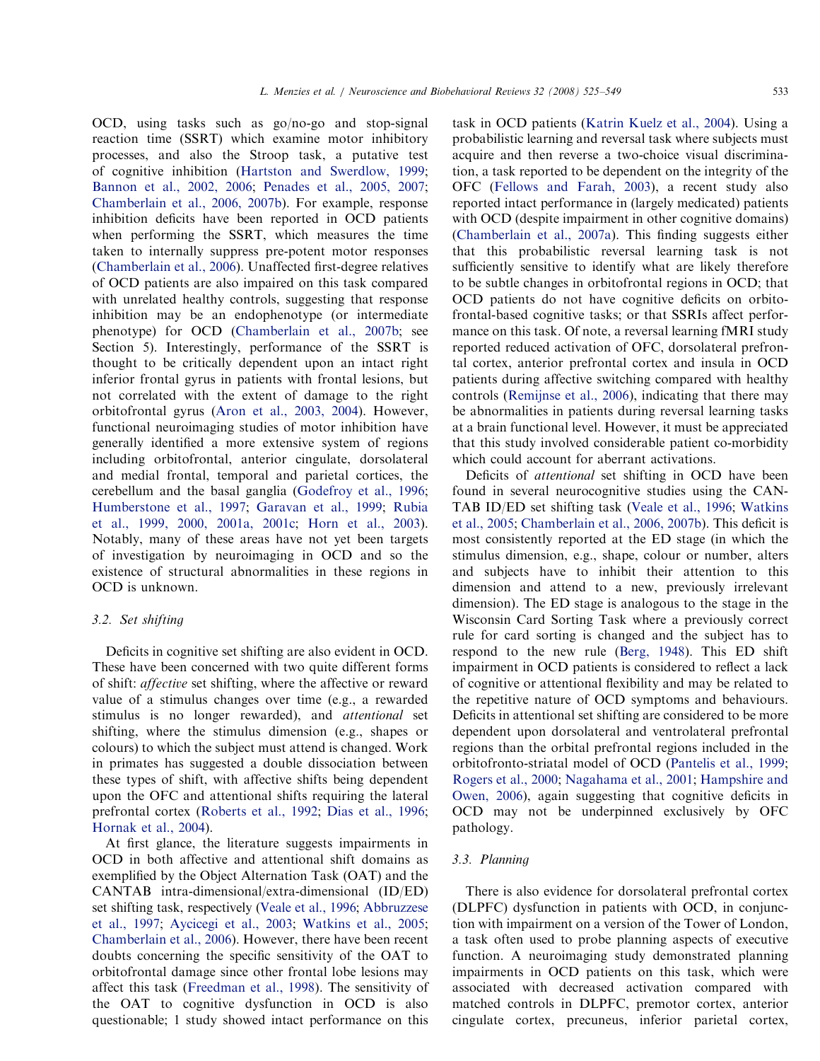OCD, using tasks such as go/no-go and stop-signal reaction time (SSRT) which examine motor inhibitory processes, and also the Stroop task, a putative test of cognitive inhibition (Hartston and Swerdlow, 1999; Bannon et al., 2002, 2006; Penades et al., 2005, 2007; Chamberlain et al., 2006, 2007b). For example, response inhibition deficits have been reported in OCD patients when performing the SSRT, which measures the time taken to internally suppress pre-potent motor responses (Chamberlain et al., 2006). Unaffected first-degree relatives of OCD patients are also impaired on this task compared with unrelated healthy controls, suggesting that response inhibition may be an endophenotype (or intermediate phenotype) for OCD (Chamberlain et al., 2007b; see Section 5). Interestingly, performance of the SSRT is thought to be critically dependent upon an intact right inferior frontal gyrus in patients with frontal lesions, but not correlated with the extent of damage to the right orbitofrontal gyrus (Aron et al., 2003, 2004). However, functional neuroimaging studies of motor inhibition have generally identified a more extensive system of regions including orbitofrontal, anterior cingulate, dorsolateral and medial frontal, temporal and parietal cortices, the cerebellum and the basal ganglia (Godefroy et al., 1996; Humberstone et al., 1997; Garavan et al., 1999; Rubia et al., 1999, 2000, 2001a, 2001c; Horn et al., 2003). Notably, many of these areas have not yet been targets of investigation by neuroimaging in OCD and so the existence of structural abnormalities in these regions in OCD is unknown.

### 3.2. Set shifting

Deficits in cognitive set shifting are also evident in OCD. These have been concerned with two quite different forms of shift: *affective* set shifting, where the affective or reward value of a stimulus changes over time (e.g., a rewarded stimulus is no longer rewarded), and *attentional* set shifting, where the stimulus dimension (e.g., shapes or colours) to which the subject must attend is changed. Work in primates has suggested a double dissociation between these types of shift, with affective shifts being dependent upon the OFC and attentional shifts requiring the lateral prefrontal cortex (Roberts et al., 1992; Dias et al., 1996; Hornak et al., 2004).

At first glance, the literature suggests impairments in OCD in both affective and attentional shift domains as exemplified by the Object Alternation Task (OAT) and the CANTAB intra-dimensional/extra-dimensional (ID/ED) set shifting task, respectively (Veale et al., 1996; Abbruzzese et al., 1997; Aycicegi et al., 2003; Watkins et al., 2005; Chamberlain et al., 2006). However, there have been recent doubts concerning the specific sensitivity of the OAT to orbitofrontal damage since other frontal lobe lesions may affect this task (Freedman et al., 1998). The sensitivity of the OAT to cognitive dysfunction in OCD is also questionable; 1 study showed intact performance on this task in OCD patients (Katrin Kuelz et al., 2004). Using a probabilistic learning and reversal task where subjects must acquire and then reverse a two-choice visual discrimination, a task reported to be dependent on the integrity of the OFC (Fellows and Farah, 2003), a recent study also reported intact performance in (largely medicated) patients with OCD (despite impairment in other cognitive domains) (Chamberlain et al., 2007a). This finding suggests either that this probabilistic reversal learning task is not sufficiently sensitive to identify what are likely therefore to be subtle changes in orbitofrontal regions in OCD; that OCD patients do not have cognitive deficits on orbitofrontal-based cognitive tasks; or that SSRIs affect performance on this task. Of note, a reversal learning fMRI study reported reduced activation of OFC, dorsolateral prefrontal cortex, anterior prefrontal cortex and insula in OCD patients during affective switching compared with healthy controls (Remijnse et al., 2006), indicating that there may be abnormalities in patients during reversal learning tasks at a brain functional level. However, it must be appreciated that this study involved considerable patient co-morbidity which could account for aberrant activations.

Deficits of *attentional* set shifting in OCD have been found in several neurocognitive studies using the CANTAB ID/ED set shifting task (Veale et al., 1996; Watkins et al., 2005; Chamberlain et al., 2006, 2007b). This deficit is most consistently reported at the ED stage (in which the stimulus dimension, e.g., shape, colour or number, alters and subjects have to inhibit their attention to this dimension and attend to a new, previously irrelevant dimension). The ED stage is analogous to the stage in the Wisconsin Card Sorting Task where a previously correct rule for card sorting is changed and the subject has to respond to the new rule (Berg, 1948). This ED shift impairment in OCD patients is considered to reflect a lack of cognitive or attentional flexibility and may be related to the repetitive nature of OCD symptoms and behaviours. Deficits in attentional set shifting are considered to be more dependent upon dorsolateral and ventrolateral prefrontal regions than the orbital prefrontal regions included in the orbitofronto-striatal model of OCD (Pantelis et al., 1999; Rogers et al., 2000; Nagahama et al., 2001; Hampshire and Owen, 2006), again suggesting that cognitive deficits in OCD may not be underpinned exclusively by OFC pathology.

### 3.3. Planning

There is also evidence for dorsolateral prefrontal cortex (DLPFC) dysfunction in patients with OCD, in conjunction with impairment on a version of the Tower of London, a task often used to probe planning aspects of executive function. A neuroimaging study demonstrated planning impairments in OCD patients on this task, which were associated with decreased activation compared with matched controls in DLPFC, premotor cortex, anterior cingulate cortex, precuneus, inferior parietal cortex,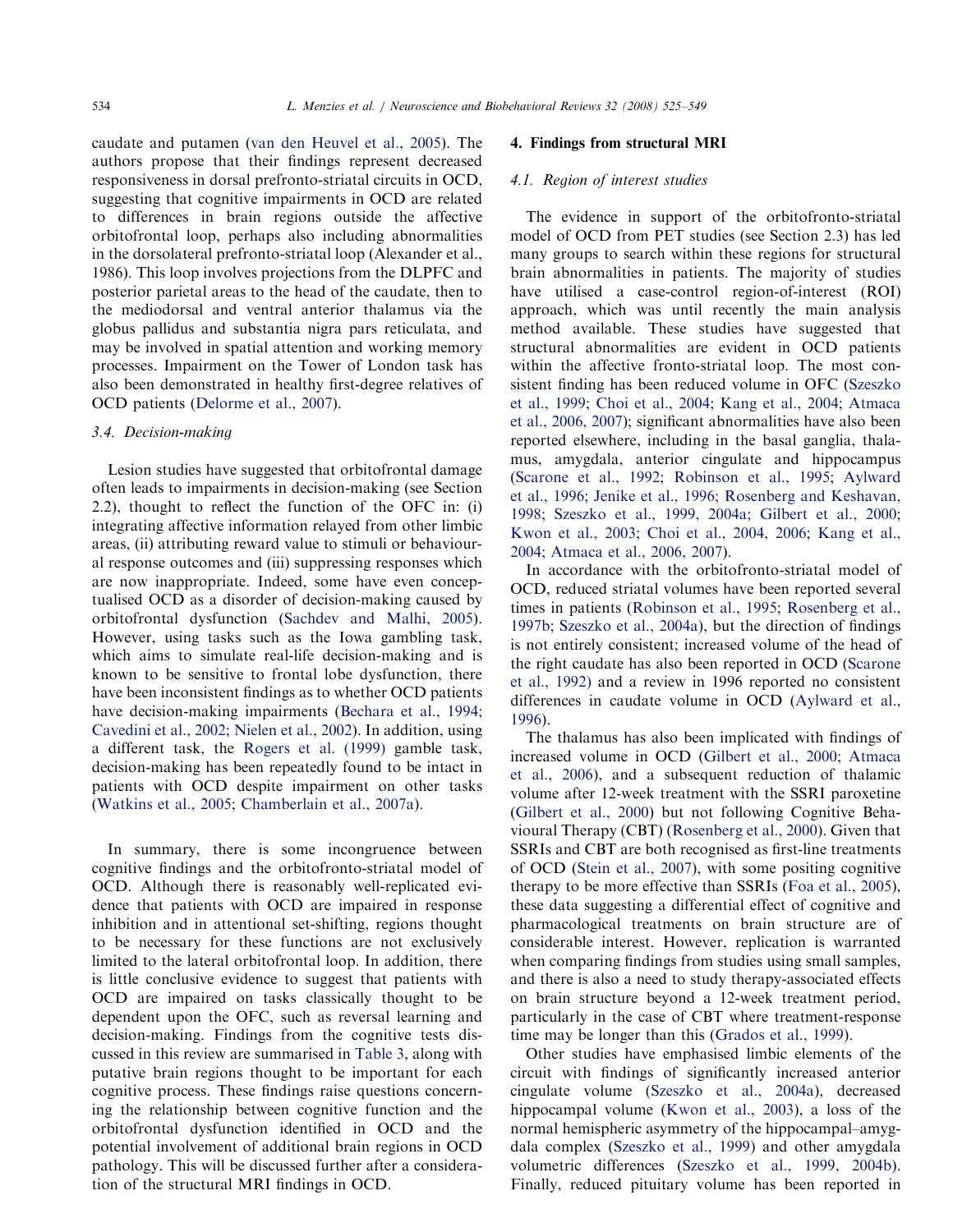caudate and putamen (van den Heuvel et al., 2005). The authors propose that their findings represent decreased responsiveness in dorsal prefronto-striatal circuits in OCD, suggesting that cognitive impairments in OCD are related to differences in brain regions outside the affective orbitofrontal loop, perhaps also including abnormalities in the dorsolateral prefronto-striatal loop (Alexander et al., 1986). This loop involves projections from the DLPFC and posterior parietal areas to the head of the caudate, then to the mediodorsal and ventral anterior thalamus via the globus pallidus and substantia nigra pars reticulata, and may be involved in spatial attention and working memory processes. Impairment on the Tower of London task has also been demonstrated in healthy first-degree relatives of OCD patients (Delorme et al., 2007).

### 3.4. Decision-making

Lesion studies have suggested that orbitofrontal damage often leads to impairments in decision-making (see Section 2.2), thought to reflect the function of the OFC in: (i) integrating affective information relayed from other limbic areas, (ii) attributing reward value to stimuli or behavioural response outcomes and (iii) suppressing responses which are now inappropriate. Indeed, some have even conceptualised OCD as a disorder of decision-making caused by orbitofrontal dysfunction (Sachdev and Malhi, 2005). However, using tasks such as the Iowa gambling task, which aims to simulate real-life decision-making and is known to be sensitive to frontal lobe dysfunction, there have been inconsistent findings as to whether OCD patients have decision-making impairments (Bechara et al., 1994; Cavedini et al., 2002; Nielen et al., 2002). In addition, using a different task, the Rogers et al. (1999) gamble task, decision-making has been repeatedly found to be intact in patients with OCD despite impairment on other tasks (Watkins et al., 2005; Chamberlain et al., 2007a).

In summary, there is some incongruence between cognitive findings and the orbitofronto-striatal model of OCD. Although there is reasonably well-replicated evidence that patients with OCD are impaired in response inhibition and in attentional set-shifting, regions thought to be necessary for these functions are not exclusively limited to the lateral orbitofrontal loop. In addition, there is little conclusive evidence to suggest that patients with OCD are impaired on tasks classically thought to be dependent upon the OFC, such as reversal learning and decision-making. Findings from the cognitive tests discussed in this review are summarised in Table 3, along with putative brain regions thought to be important for each cognitive process. These findings raise questions concerning the relationship between cognitive function and the orbitofrontal dysfunction identified in OCD and the potential involvement of additional brain regions in OCD pathology. This will be discussed further after a consideration of the structural MRI findings in OCD.

## 4. Findings from structural MRI

### 4.1. Region of interest studies

The evidence in support of the orbitofronto-striatal model of OCD from PET studies (see Section 2.3) has led many groups to search within these regions for structural brain abnormalities in patients. The majority of studies have utilised a case-control region-of-interest (ROI) approach, which was until recently the main analysis method available. These studies have suggested that structural abnormalities are evident in OCD patients within the affective fronto-striatal loop. The most consistent finding has been reduced volume in OFC (Szeszko et al., 1999; Choi et al., 2004; Kang et al., 2004; Atmaca et al., 2006, 2007); significant abnormalities have also been reported elsewhere, including in the basal ganglia, thalamus, amygdala, anterior cingulate and hippocampus (Scarone et al., 1992; Robinson et al., 1995; Aylward et al., 1996; Jenike et al., 1996; Rosenberg and Keshavan, 1998; Szeszko et al., 1999, 2004a; Gilbert et al., 2000; Kwon et al., 2003; Choi et al., 2004, 2006; Kang et al., 2004; Atmaca et al., 2006, 2007).

In accordance with the orbitofronto-striatal model of OCD, reduced striatal volumes have been reported several times in patients (Robinson et al., 1995; Rosenberg et al., 1997b; Szeszko et al., 2004a), but the direction of findings is not entirely consistent; increased volume of the head of the right caudate has also been reported in OCD (Scarone et al., 1992) and a review in 1996 reported no consistent differences in caudate volume in OCD (Aylward et al., 1996).

The thalamus has also been implicated with findings of increased volume in OCD (Gilbert et al., 2000; Atmaca et al., 2006), and a subsequent reduction of thalamic volume after 12-week treatment with the SSRI paroxetine (Gilbert et al., 2000) but not following Cognitive Behavioural Therapy (CBT) (Rosenberg et al., 2000). Given that SSRIs and CBT are both recognised as first-line treatments of OCD (Stein et al., 2007), with some positing cognitive therapy to be more effective than SSRIs (Foa et al., 2005), these data suggesting a differential effect of cognitive and pharmacological treatments on brain structure are of considerable interest. However, replication is warranted when comparing findings from studies using small samples, and there is also a need to study therapy-associated effects on brain structure beyond a 12-week treatment period, particularly in the case of CBT where treatment-response time may be longer than this (Grados et al., 1999).

Other studies have emphasised limbic elements of the circuit with findings of significantly increased anterior cingulate volume (Szeszko et al., 2004a), decreased hippocampal volume (Kwon et al., 2003), a loss of the normal hemispheric asymmetry of the hippocampal–amygdala complex (Szeszko et al., 1999) and other amygdala volumetric differences (Szeszko et al., 1999, 2004b). Finally, reduced pituitary volume has been reported in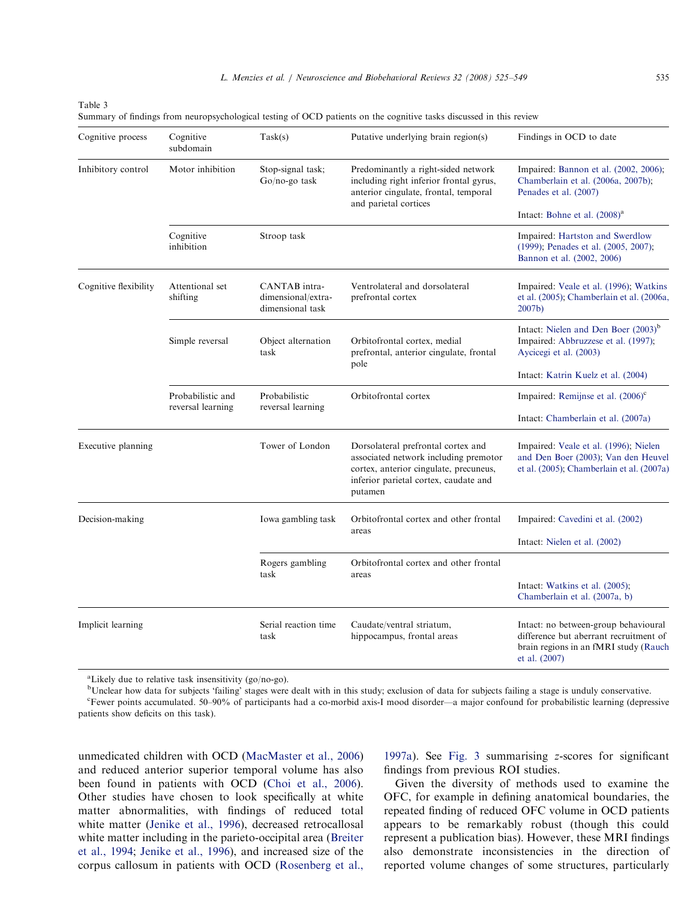Table 3
Summary of findings from neuropsychological testing of OCD patients on the cognitive tasks discussed in this review

| Cognitive process | Cognitive subdomain | Task(s) | Putative underlying brain region(s) | Findings in OCD to date |
|---|---|---|---|---|
| Inhibitory control | Motor inhibition | Stop-signal task; Go/no-go task | Predominantly a right-sided network including right inferior frontal gyrus, anterior cingulate, frontal, temporal and parietal cortices | Impaired: Bannon et al. (2002, 2006); Chamberlain et al. (2006a, 2007b); Penades et al. (2007)<br>Intact: Bohne et al. (2008)[a] |
| | Cognitive inhibition | Stroop task | | Impaired: Hartston and Swerdlow (1999); Penades et al. (2005, 2007); Bannon et al. (2002, 2006) |
| Cognitive flexibility | Attentional set shifting | CANTAB intra-dimensional/extra-dimensional task | Ventrolateral and dorsolateral prefrontal cortex | Impaired: Veale et al. (1996); Watkins et al. (2005); Chamberlain et al. (2006a, 2007b) |
| | Simple reversal | Object alternation task | Orbitofrontal cortex, medial prefrontal, anterior cingulate, frontal pole | Intact: Nielen and Den Boer (2003)[b]<br>Impaired: Abbruzzese et al. (1997); Aycicegi et al. (2003)<br>Intact: Katrin Kuelz et al. (2004) |
| | Probabilistic and reversal learning | Probabilistic reversal learning | Orbitofrontal cortex | Impaired: Remijnse et al. (2006)[c]<br>Intact: Chamberlain et al. (2007a) |
| Executive planning | | Tower of London | Dorsolateral prefrontal cortex and associated network including premotor cortex, anterior cingulate, precuneus, inferior parietal cortex, caudate and putamen | Impaired: Veale et al. (1996); Nielen and Den Boer (2003); Van den Heuvel et al. (2005); Chamberlain et al. (2007a) |
| Decision-making | | Iowa gambling task | Orbitofrontal cortex and other frontal areas | Impaired: Cavedini et al. (2002)<br>Intact: Nielen et al. (2002) |
| | | Rogers gambling task | Orbitofrontal cortex and other frontal areas | Intact: Watkins et al. (2005); Chamberlain et al. (2007a, b) |
| Implicit learning | | Serial reaction time task | Caudate/ventral striatum, hippocampus, frontal areas | Intact: no between-group behavioural difference but aberrant recruitment of brain regions in an fMRI study (Rauch et al. (2007) |

[a]Likely due to relative task insensitivity (go/no-go).
[b]Unclear how data for subjects 'failing' stages were dealt with in this study; exclusion of data for subjects failing a stage is unduly conservative.
[c]Fewer points accumulated. 50–90% of participants had a co-morbid axis-I mood disorder—a major confound for probabilistic learning (depressive patients show deficits on this task).

unmedicated children with OCD (MacMaster et al., 2006) and reduced anterior superior temporal volume has also been found in patients with OCD (Choi et al., 2006). Other studies have chosen to look specifically at white matter abnormalities, with findings of reduced total white matter (Jenike et al., 1996), decreased retrocallosal white matter including in the parieto-occipital area (Breiter et al., 1994; Jenike et al., 1996), and increased size of the corpus callosum in patients with OCD (Rosenberg et al., 1997a). See Fig. 3 summarising *z*-scores for significant findings from previous ROI studies.

Given the diversity of methods used to examine the OFC, for example in defining anatomical boundaries, the repeated finding of reduced OFC volume in OCD patients appears to be remarkably robust (though this could represent a publication bias). However, these MRI findings also demonstrate inconsistencies in the direction of reported volume changes of some structures, particularly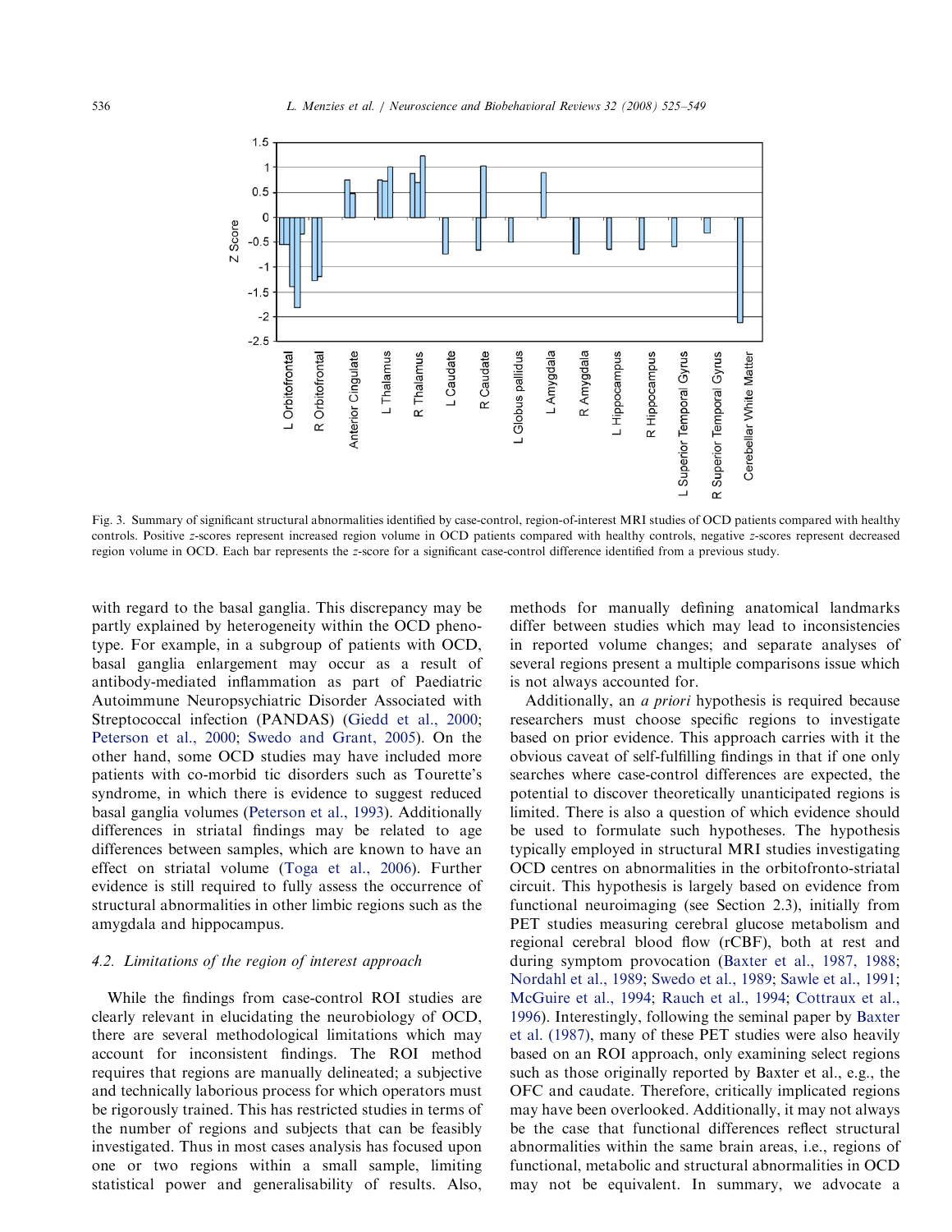Fig. 3. Summary of significant structural abnormalities identified by case-control, region-of-interest MRI studies of OCD patients compared with healthy controls. Positive $z$-scores represent increased region volume in OCD patients compared with healthy controls, negative $z$-scores represent decreased region volume in OCD. Each bar represents the $z$-score for a significant case-control difference identified from a previous study.

with regard to the basal ganglia. This discrepancy may be partly explained by heterogeneity within the OCD phenotype. For example, in a subgroup of patients with OCD, basal ganglia enlargement may occur as a result of antibody-mediated inflammation as part of Paediatric Autoimmune Neuropsychiatric Disorder Associated with Streptococcal infection (PANDAS) (Giedd et al., 2000; Peterson et al., 2000; Swedo and Grant, 2005). On the other hand, some OCD studies may have included more patients with co-morbid tic disorders such as Tourette's syndrome, in which there is evidence to suggest reduced basal ganglia volumes (Peterson et al., 1993). Additionally differences in striatal findings may be related to age differences between samples, which are known to have an effect on striatal volume (Toga et al., 2006). Further evidence is still required to fully assess the occurrence of structural abnormalities in other limbic regions such as the amygdala and hippocampus.

### 4.2. Limitations of the region of interest approach

While the findings from case-control ROI studies are clearly relevant in elucidating the neurobiology of OCD, there are several methodological limitations which may account for inconsistent findings. The ROI method requires that regions are manually delineated; a subjective and technically laborious process for which operators must be rigorously trained. This has restricted studies in terms of the number of regions and subjects that can be feasibly investigated. Thus in most cases analysis has focused upon one or two regions within a small sample, limiting statistical power and generalisability of results. Also, methods for manually defining anatomical landmarks differ between studies which may lead to inconsistencies in reported volume changes; and separate analyses of several regions present a multiple comparisons issue which is not always accounted for.

Additionally, an *a priori* hypothesis is required because researchers must choose specific regions to investigate based on prior evidence. This approach carries with it the obvious caveat of self-fulfilling findings in that if one only searches where case-control differences are expected, the potential to discover theoretically unanticipated regions is limited. There is also a question of which evidence should be used to formulate such hypotheses. The hypothesis typically employed in structural MRI studies investigating OCD centres on abnormalities in the orbitofronto-striatal circuit. This hypothesis is largely based on evidence from functional neuroimaging (see Section 2.3), initially from PET studies measuring cerebral glucose metabolism and regional cerebral blood flow (rCBF), both at rest and during symptom provocation (Baxter et al., 1987, 1988; Nordahl et al., 1989; Swedo et al., 1989; Sawle et al., 1991; McGuire et al., 1994; Rauch et al., 1994; Cottraux et al., 1996). Interestingly, following the seminal paper by Baxter et al. (1987), many of these PET studies were also heavily based on an ROI approach, only examining select regions such as those originally reported by Baxter et al., e.g., the OFC and caudate. Therefore, critically implicated regions may have been overlooked. Additionally, it may not always be the case that functional differences reflect structural abnormalities within the same brain areas, i.e., regions of functional, metabolic and structural abnormalities in OCD may not be equivalent. In summary, we advocate a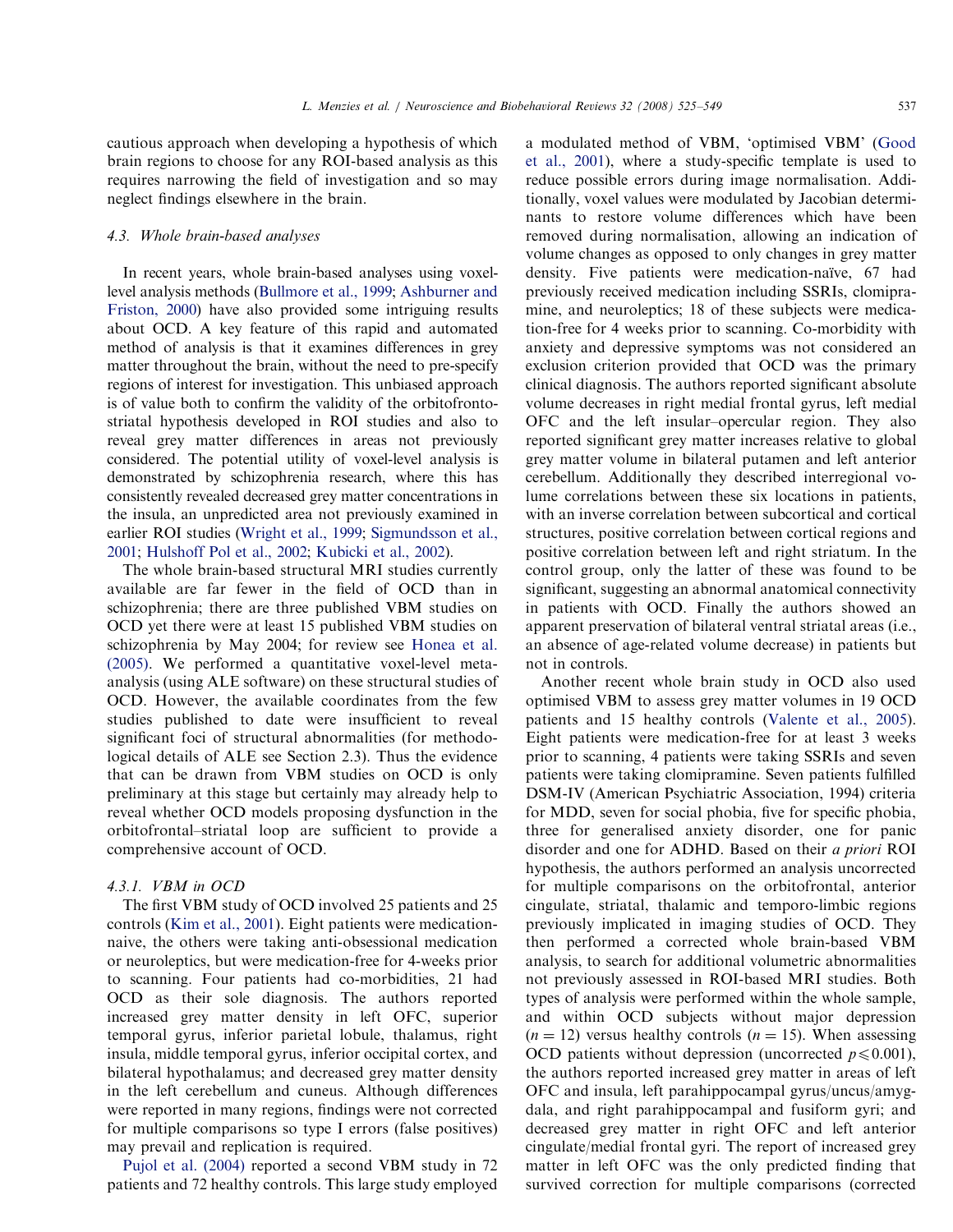cautious approach when developing a hypothesis of which brain regions to choose for any ROI-based analysis as this requires narrowing the field of investigation and so may neglect findings elsewhere in the brain.

### 4.3. Whole brain-based analyses

In recent years, whole brain-based analyses using voxel-level analysis methods (Bullmore et al., 1999; Ashburner and Friston, 2000) have also provided some intriguing results about OCD. A key feature of this rapid and automated method of analysis is that it examines differences in grey matter throughout the brain, without the need to pre-specify regions of interest for investigation. This unbiased approach is of value both to confirm the validity of the orbitofronto-striatal hypothesis developed in ROI studies and also to reveal grey matter differences in areas not previously considered. The potential utility of voxel-level analysis is demonstrated by schizophrenia research, where this has consistently revealed decreased grey matter concentrations in the insula, an unpredicted area not previously examined in earlier ROI studies (Wright et al., 1999; Sigmundsson et al., 2001; Hulshoff Pol et al., 2002; Kubicki et al., 2002).

The whole brain-based structural MRI studies currently available are far fewer in the field of OCD than in schizophrenia; there are three published VBM studies on OCD yet there were at least 15 published VBM studies on schizophrenia by May 2004; for review see Honea et al. (2005). We performed a quantitative voxel-level meta-analysis (using ALE software) on these structural studies of OCD. However, the available coordinates from the few studies published to date were insufficient to reveal significant foci of structural abnormalities (for methodological details of ALE see Section 2.3). Thus the evidence that can be drawn from VBM studies on OCD is only preliminary at this stage but certainly may already help to reveal whether OCD models proposing dysfunction in the orbitofrontal–striatal loop are sufficient to provide a comprehensive account of OCD.

#### 4.3.1. VBM in OCD

The first VBM study of OCD involved 25 patients and 25 controls (Kim et al., 2001). Eight patients were medication-naive, the others were taking anti-obsessional medication or neuroleptics, but were medication-free for 4-weeks prior to scanning. Four patients had co-morbidities, 21 had OCD as their sole diagnosis. The authors reported increased grey matter density in left OFC, superior temporal gyrus, inferior parietal lobule, thalamus, right insula, middle temporal gyrus, inferior occipital cortex, and bilateral hypothalamus; and decreased grey matter density in the left cerebellum and cuneus. Although differences were reported in many regions, findings were not corrected for multiple comparisons so type I errors (false positives) may prevail and replication is required.

Pujol et al. (2004) reported a second VBM study in 72 patients and 72 healthy controls. This large study employed a modulated method of VBM, 'optimised VBM' (Good et al., 2001), where a study-specific template is used to reduce possible errors during image normalisation. Additionally, voxel values were modulated by Jacobian determinants to restore volume differences which have been removed during normalisation, allowing an indication of volume changes as opposed to only changes in grey matter density. Five patients were medication-naïve, 67 had previously received medication including SSRIs, clomipramine, and neuroleptics; 18 of these subjects were medication-free for 4 weeks prior to scanning. Co-morbidity with anxiety and depressive symptoms was not considered an exclusion criterion provided that OCD was the primary clinical diagnosis. The authors reported significant absolute volume decreases in right medial frontal gyrus, left medial OFC and the left insular–opercular region. They also reported significant grey matter increases relative to global grey matter volume in bilateral putamen and left anterior cerebellum. Additionally they described interregional volume correlations between these six locations in patients, with an inverse correlation between subcortical and cortical structures, positive correlation between cortical regions and positive correlation between left and right striatum. In the control group, only the latter of these was found to be significant, suggesting an abnormal anatomical connectivity in patients with OCD. Finally the authors showed an apparent preservation of bilateral ventral striatal areas (i.e., an absence of age-related volume decrease) in patients but not in controls.

Another recent whole brain study in OCD also used optimised VBM to assess grey matter volumes in 19 OCD patients and 15 healthy controls (Valente et al., 2005). Eight patients were medication-free for at least 3 weeks prior to scanning, 4 patients were taking SSRIs and seven patients were taking clomipramine. Seven patients fulfilled DSM-IV (American Psychiatric Association, 1994) criteria for MDD, seven for social phobia, five for specific phobia, three for generalised anxiety disorder, one for panic disorder and one for ADHD. Based on their *a priori* ROI hypothesis, the authors performed an analysis uncorrected for multiple comparisons on the orbitofrontal, anterior cingulate, striatal, thalamic and temporo-limbic regions previously implicated in imaging studies of OCD. They then performed a corrected whole brain-based VBM analysis, to search for additional volumetric abnormalities not previously assessed in ROI-based MRI studies. Both types of analysis were performed within the whole sample, and within OCD subjects without major depression ($n = 12$) versus healthy controls ($n = 15$). When assessing OCD patients without depression (uncorrected $p \leqslant 0.001$), the authors reported increased grey matter in areas of left OFC and insula, left parahippocampal gyrus/uncus/amygdala, and right parahippocampal and fusiform gyri; and decreased grey matter in right OFC and left anterior cingulate/medial frontal gyri. The report of increased grey matter in left OFC was the only predicted finding that survived correction for multiple comparisons (corrected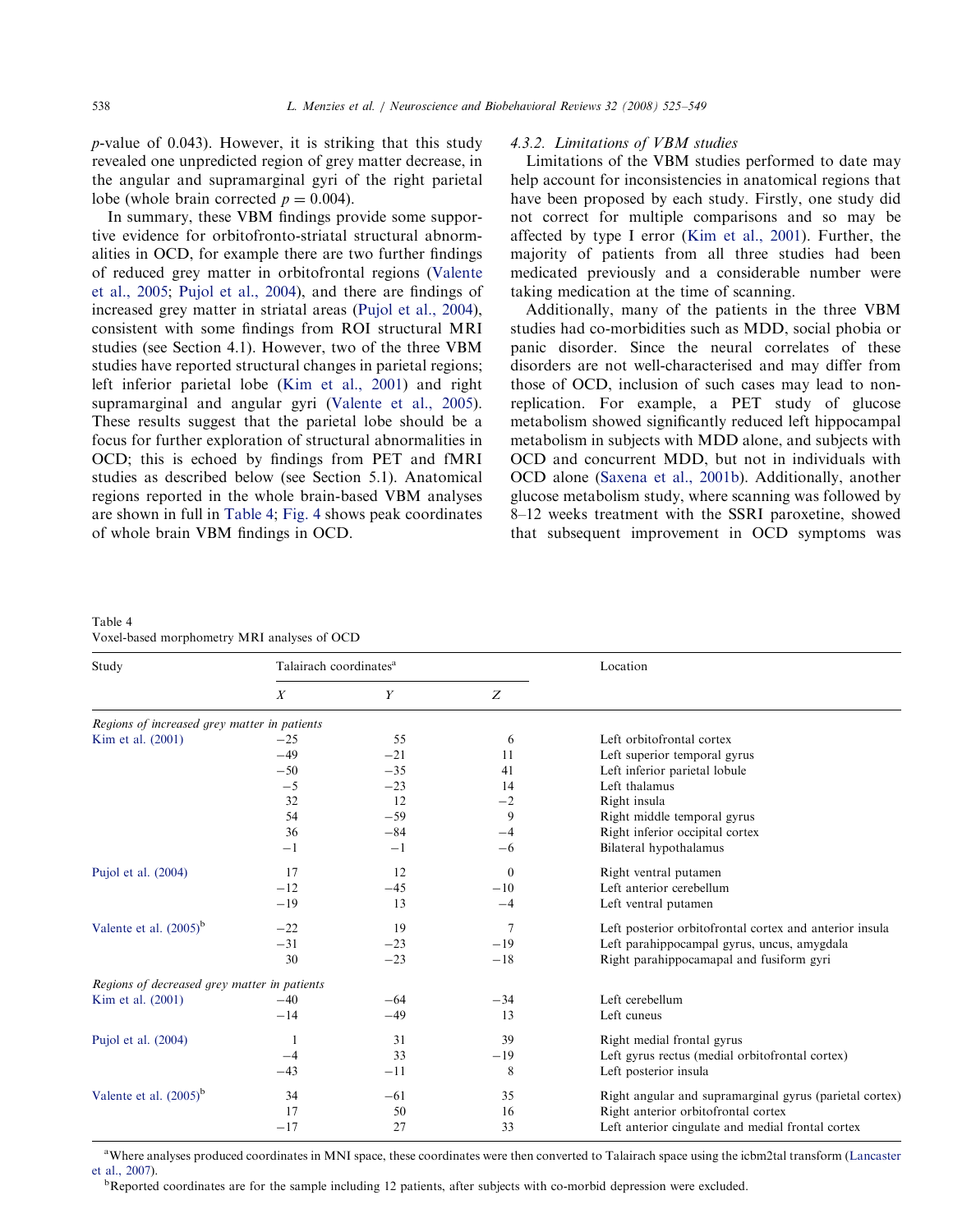$p$-value of 0.043). However, it is striking that this study revealed one unpredicted region of grey matter decrease, in the angular and supramarginal gyri of the right parietal lobe (whole brain corrected $p = 0.004$).

In summary, these VBM findings provide some supportive evidence for orbitofronto-striatal structural abnormalities in OCD, for example there are two further findings of reduced grey matter in orbitofrontal regions (Valente et al., 2005; Pujol et al., 2004), and there are findings of increased grey matter in striatal areas (Pujol et al., 2004), consistent with some findings from ROI structural MRI studies (see Section 4.1). However, two of the three VBM studies have reported structural changes in parietal regions; left inferior parietal lobe (Kim et al., 2001) and right supramarginal and angular gyri (Valente et al., 2005). These results suggest that the parietal lobe should be a focus for further exploration of structural abnormalities in OCD; this is echoed by findings from PET and fMRI studies as described below (see Section 5.1). Anatomical regions reported in the whole brain-based VBM analyses are shown in full in Table 4; Fig. 4 shows peak coordinates of whole brain VBM findings in OCD.

#### 4.3.2. Limitations of VBM studies

Limitations of the VBM studies performed to date may help account for inconsistencies in anatomical regions that have been proposed by each study. Firstly, one study did not correct for multiple comparisons and so may be affected by type I error (Kim et al., 2001). Further, the majority of patients from all three studies had been medicated previously and a considerable number were taking medication at the time of scanning.

Additionally, many of the patients in the three VBM studies had co-morbidities such as MDD, social phobia or panic disorder. Since the neural correlates of these disorders are not well-characterised and may differ from those of OCD, inclusion of such cases may lead to non-replication. For example, a PET study of glucose metabolism showed significantly reduced left hippocampal metabolism in subjects with MDD alone, and subjects with OCD and concurrent MDD, but not in individuals with OCD alone (Saxena et al., 2001b). Additionally, another glucose metabolism study, where scanning was followed by 8–12 weeks treatment with the SSRI paroxetine, showed that subsequent improvement in OCD symptoms was

Table 4
Voxel-based morphometry MRI analyses of OCD

| Study | Talairach coordinates[a] | | | Location |
|---|---|---|---|---|
| | *X* | *Y* | *Z* | |
| *Regions of increased grey matter in patients* | | | | |
| Kim et al. (2001) | −25 | 55 | 6 | Left orbitofrontal cortex |
| | −49 | −21 | 11 | Left superior temporal gyrus |
| | −50 | −35 | 41 | Left inferior parietal lobule |
| | −5 | −23 | 14 | Left thalamus |
| | 32 | 12 | −2 | Right insula |
| | 54 | −59 | 9 | Right middle temporal gyrus |
| | 36 | −84 | −4 | Right inferior occipital cortex |
| | −1 | −1 | −6 | Bilateral hypothalamus |
| Pujol et al. (2004) | 17 | 12 | 0 | Right ventral putamen |
| | −12 | −45 | −10 | Left anterior cerebellum |
| | −19 | 13 | −4 | Left ventral putamen |
| Valente et al. (2005)[b] | −22 | 19 | 7 | Left posterior orbitofrontal cortex and anterior insula |
| | −31 | −23 | −19 | Left parahippocampal gyrus, uncus, amygdala |
| | 30 | −23 | −18 | Right parahippocamapal and fusiform gyri |
| *Regions of decreased grey matter in patients* | | | | |
| Kim et al. (2001) | −40 | −64 | −34 | Left cerebellum |
| | −14 | −49 | 13 | Left cuneus |
| Pujol et al. (2004) | 1 | 31 | 39 | Right medial frontal gyrus |
| | −4 | 33 | −19 | Left gyrus rectus (medial orbitofrontal cortex) |
| | −43 | −11 | 8 | Left posterior insula |
| Valente et al. (2005)[b] | 34 | −61 | 35 | Right angular and supramarginal gyrus (parietal cortex) |
| | 17 | 50 | 16 | Right anterior orbitofrontal cortex |
| | −17 | 27 | 33 | Left anterior cingulate and medial frontal cortex |

[a]Where analyses produced coordinates in MNI space, these coordinates were then converted to Talairach space using the icbm2tal transform (Lancaster et al., 2007).

[b]Reported coordinates are for the sample including 12 patients, after subjects with co-morbid depression were excluded.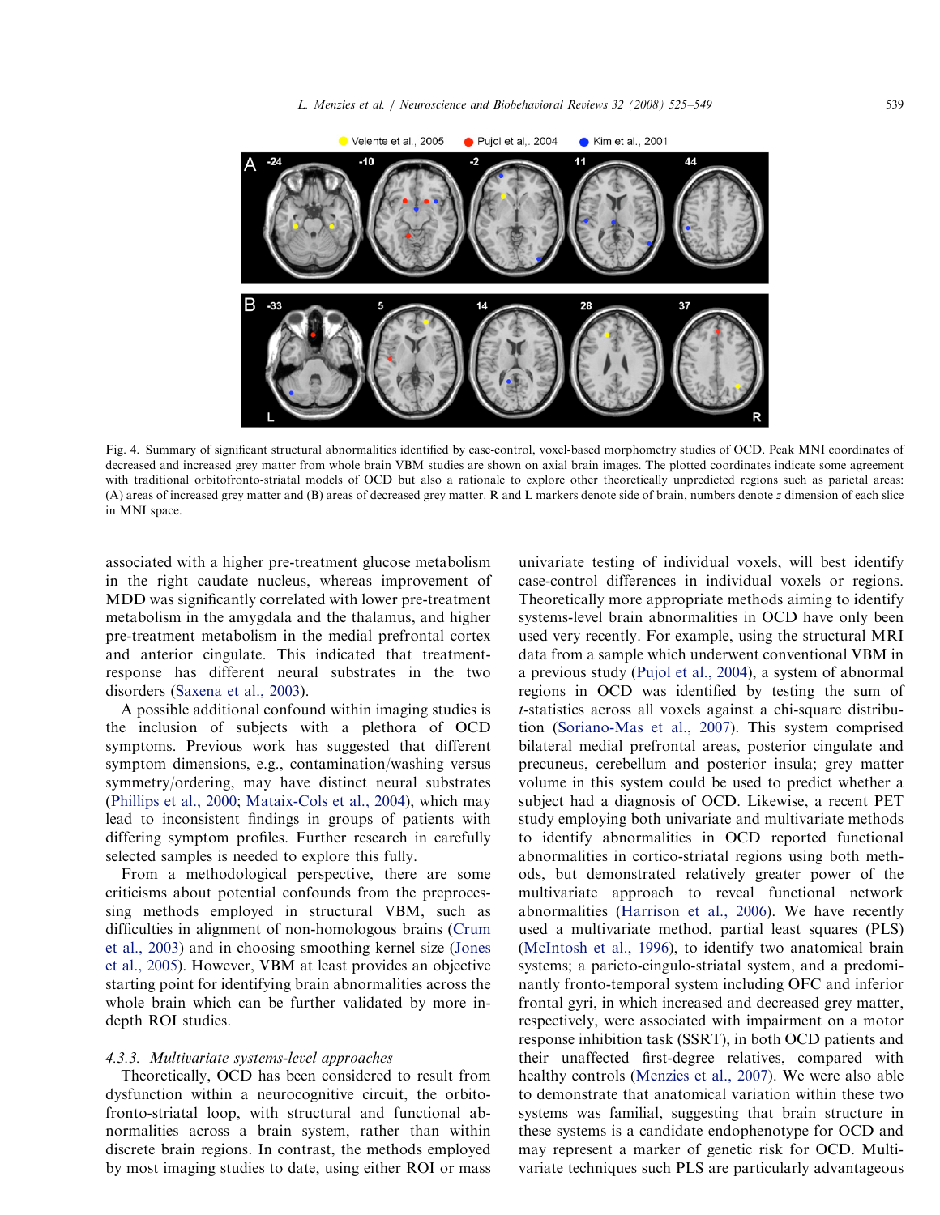Fig. 4. Summary of significant structural abnormalities identified by case-control, voxel-based morphometry studies of OCD. Peak MNI coordinates of decreased and increased grey matter from whole brain VBM studies are shown on axial brain images. The plotted coordinates indicate some agreement with traditional orbitofronto-striatal models of OCD but also a rationale to explore other theoretically unpredicted regions such as parietal areas: (A) areas of increased grey matter and (B) areas of decreased grey matter. R and L markers denote side of brain, numbers denote *z* dimension of each slice in MNI space.

associated with a higher pre-treatment glucose metabolism in the right caudate nucleus, whereas improvement of MDD was significantly correlated with lower pre-treatment metabolism in the amygdala and the thalamus, and higher pre-treatment metabolism in the medial prefrontal cortex and anterior cingulate. This indicated that treatment-response has different neural substrates in the two disorders (Saxena et al., 2003).

A possible additional confound within imaging studies is the inclusion of subjects with a plethora of OCD symptoms. Previous work has suggested that different symptom dimensions, e.g., contamination/washing versus symmetry/ordering, may have distinct neural substrates (Phillips et al., 2000; Mataix-Cols et al., 2004), which may lead to inconsistent findings in groups of patients with differing symptom profiles. Further research in carefully selected samples is needed to explore this fully.

From a methodological perspective, there are some criticisms about potential confounds from the preprocessing methods employed in structural VBM, such as difficulties in alignment of non-homologous brains (Crum et al., 2003) and in choosing smoothing kernel size (Jones et al., 2005). However, VBM at least provides an objective starting point for identifying brain abnormalities across the whole brain which can be further validated by more in-depth ROI studies.

#### 4.3.3. Multivariate systems-level approaches

Theoretically, OCD has been considered to result from dysfunction within a neurocognitive circuit, the orbito-fronto-striatal loop, with structural and functional abnormalities across a brain system, rather than within discrete brain regions. In contrast, the methods employed by most imaging studies to date, using either ROI or mass univariate testing of individual voxels, will best identify case-control differences in individual voxels or regions. Theoretically more appropriate methods aiming to identify systems-level brain abnormalities in OCD have only been used very recently. For example, using the structural MRI data from a sample which underwent conventional VBM in a previous study (Pujol et al., 2004), a system of abnormal regions in OCD was identified by testing the sum of *t*-statistics across all voxels against a chi-square distribution (Soriano-Mas et al., 2007). This system comprised bilateral medial prefrontal areas, posterior cingulate and precuneus, cerebellum and posterior insula; grey matter volume in this system could be used to predict whether a subject had a diagnosis of OCD. Likewise, a recent PET study employing both univariate and multivariate methods to identify abnormalities in OCD reported functional abnormalities in cortico-striatal regions using both methods, but demonstrated relatively greater power of the multivariate approach to reveal functional network abnormalities (Harrison et al., 2006). We have recently used a multivariate method, partial least squares (PLS) (McIntosh et al., 1996), to identify two anatomical brain systems; a parieto-cingulo-striatal system, and a predominantly fronto-temporal system including OFC and inferior frontal gyri, in which increased and decreased grey matter, respectively, were associated with impairment on a motor response inhibition task (SSRT), in both OCD patients and their unaffected first-degree relatives, compared with healthy controls (Menzies et al., 2007). We were also able to demonstrate that anatomical variation within these two systems was familial, suggesting that brain structure in these systems is a candidate endophenotype for OCD and may represent a marker of genetic risk for OCD. Multivariate techniques such PLS are particularly advantageous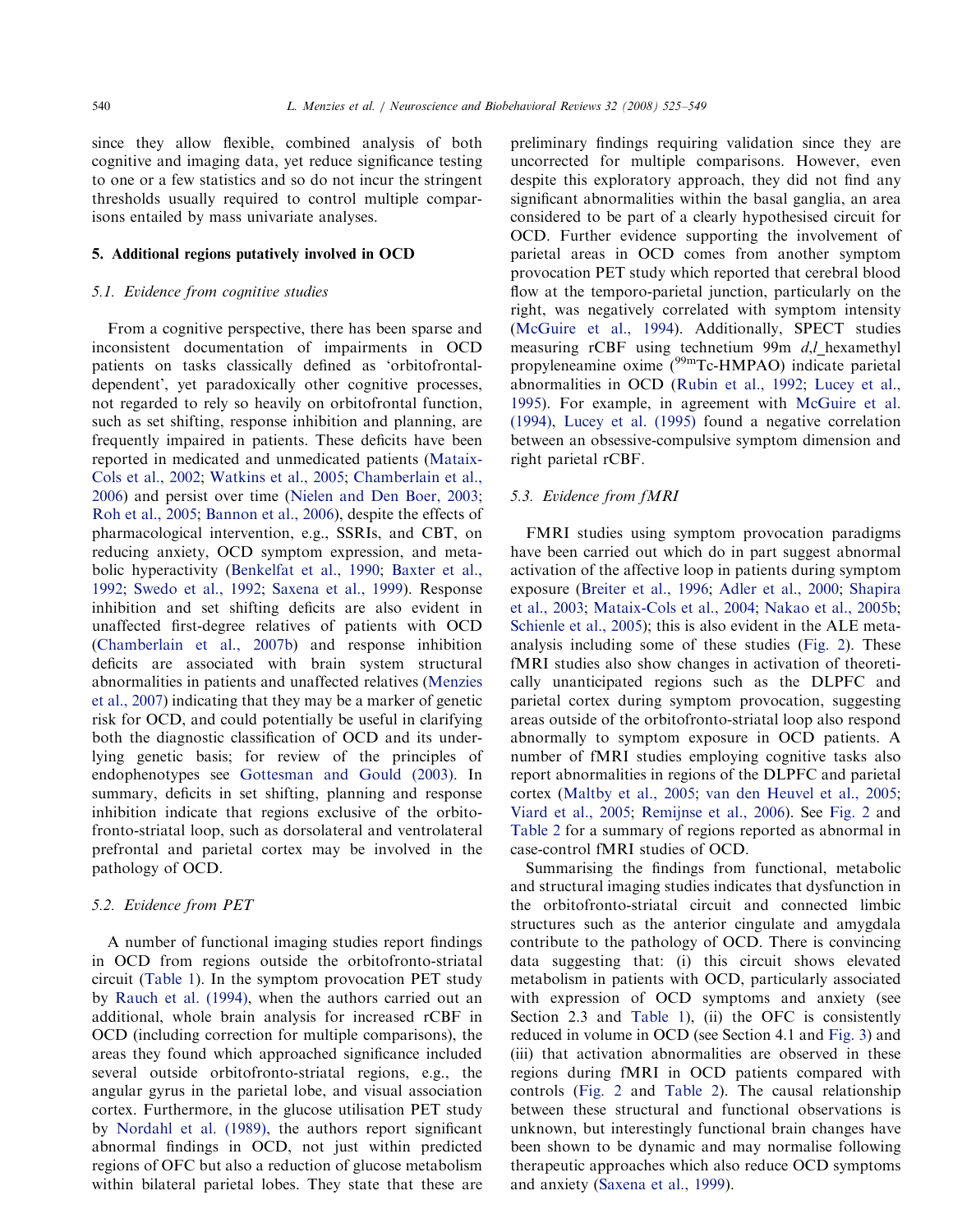since they allow flexible, combined analysis of both cognitive and imaging data, yet reduce significance testing to one or a few statistics and so do not incur the stringent thresholds usually required to control multiple comparisons entailed by mass univariate analyses.

## 5. Additional regions putatively involved in OCD

### 5.1. Evidence from cognitive studies

From a cognitive perspective, there has been sparse and inconsistent documentation of impairments in OCD patients on tasks classically defined as 'orbitofrontal-dependent', yet paradoxically other cognitive processes, not regarded to rely so heavily on orbitofrontal function, such as set shifting, response inhibition and planning, are frequently impaired in patients. These deficits have been reported in medicated and unmedicated patients (Mataix-Cols et al., 2002; Watkins et al., 2005; Chamberlain et al., 2006) and persist over time (Nielen and Den Boer, 2003; Roh et al., 2005; Bannon et al., 2006), despite the effects of pharmacological intervention, e.g., SSRIs, and CBT, on reducing anxiety, OCD symptom expression, and metabolic hyperactivity (Benkelfat et al., 1990; Baxter et al., 1992; Swedo et al., 1992; Saxena et al., 1999). Response inhibition and set shifting deficits are also evident in unaffected first-degree relatives of patients with OCD (Chamberlain et al., 2007b) and response inhibition deficits are associated with brain system structural abnormalities in patients and unaffected relatives (Menzies et al., 2007) indicating that they may be a marker of genetic risk for OCD, and could potentially be useful in clarifying both the diagnostic classification of OCD and its underlying genetic basis; for review of the principles of endophenotypes see Gottesman and Gould (2003). In summary, deficits in set shifting, planning and response inhibition indicate that regions exclusive of the orbitofronto-striatal loop, such as dorsolateral and ventrolateral prefrontal and parietal cortex may be involved in the pathology of OCD.

### 5.2. Evidence from PET

A number of functional imaging studies report findings in OCD from regions outside the orbitofronto-striatal circuit (Table 1). In the symptom provocation PET study by Rauch et al. (1994), when the authors carried out an additional, whole brain analysis for increased rCBF in OCD (including correction for multiple comparisons), the areas they found which approached significance included several outside orbitofronto-striatal regions, e.g., the angular gyrus in the parietal lobe, and visual association cortex. Furthermore, in the glucose utilisation PET study by Nordahl et al. (1989), the authors report significant abnormal findings in OCD, not just within predicted regions of OFC but also a reduction of glucose metabolism within bilateral parietal lobes. They state that these are preliminary findings requiring validation since they are uncorrected for multiple comparisons. However, even despite this exploratory approach, they did not find any significant abnormalities within the basal ganglia, an area considered to be part of a clearly hypothesised circuit for OCD. Further evidence supporting the involvement of parietal areas in OCD comes from another symptom provocation PET study which reported that cerebral blood flow at the temporo-parietal junction, particularly on the right, was negatively correlated with symptom intensity (McGuire et al., 1994). Additionally, SPECT studies measuring rCBF using technetium 99m *d,l*_hexamethyl propyleneamine oxime ($^{99m}$Tc-HMPAO) indicate parietal abnormalities in OCD (Rubin et al., 1992; Lucey et al., 1995). For example, in agreement with McGuire et al. (1994), Lucey et al. (1995) found a negative correlation between an obsessive-compulsive symptom dimension and right parietal rCBF.

### 5.3. Evidence from fMRI

FMRI studies using symptom provocation paradigms have been carried out which do in part suggest abnormal activation of the affective loop in patients during symptom exposure (Breiter et al., 1996; Adler et al., 2000; Shapira et al., 2003; Mataix-Cols et al., 2004; Nakao et al., 2005b; Schienle et al., 2005); this is also evident in the ALE meta-analysis including some of these studies (Fig. 2). These fMRI studies also show changes in activation of theoretically unanticipated regions such as the DLPFC and parietal cortex during symptom provocation, suggesting areas outside of the orbitofronto-striatal loop also respond abnormally to symptom exposure in OCD patients. A number of fMRI studies employing cognitive tasks also report abnormalities in regions of the DLPFC and parietal cortex (Maltby et al., 2005; van den Heuvel et al., 2005; Viard et al., 2005; Remijnse et al., 2006). See Fig. 2 and Table 2 for a summary of regions reported as abnormal in case-control fMRI studies of OCD.

Summarising the findings from functional, metabolic and structural imaging studies indicates that dysfunction in the orbitofronto-striatal circuit and connected limbic structures such as the anterior cingulate and amygdala contribute to the pathology of OCD. There is convincing data suggesting that: (i) this circuit shows elevated metabolism in patients with OCD, particularly associated with expression of OCD symptoms and anxiety (see Section 2.3 and Table 1), (ii) the OFC is consistently reduced in volume in OCD (see Section 4.1 and Fig. 3) and (iii) that activation abnormalities are observed in these regions during fMRI in OCD patients compared with controls (Fig. 2 and Table 2). The causal relationship between these structural and functional observations is unknown, but interestingly functional brain changes have been shown to be dynamic and may normalise following therapeutic approaches which also reduce OCD symptoms and anxiety (Saxena et al., 1999).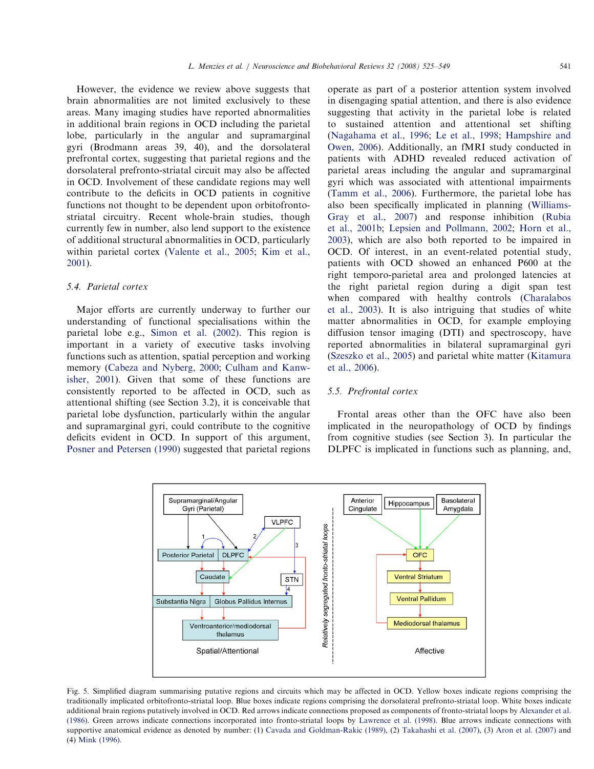However, the evidence we review above suggests that brain abnormalities are not limited exclusively to these areas. Many imaging studies have reported abnormalities in additional brain regions in OCD including the parietal lobe, particularly in the angular and supramarginal gyri (Brodmann areas 39, 40), and the dorsolateral prefrontal cortex, suggesting that parietal regions and the dorsolateral prefronto-striatal circuit may also be affected in OCD. Involvement of these candidate regions may well contribute to the deficits in OCD patients in cognitive functions not thought to be dependent upon orbitofronto-striatal circuitry. Recent whole-brain studies, though currently few in number, also lend support to the existence of additional structural abnormalities in OCD, particularly within parietal cortex (Valente et al., 2005; Kim et al., 2001).

### 5.4. Parietal cortex

Major efforts are currently underway to further our understanding of functional specialisations within the parietal lobe e.g., Simon et al. (2002). This region is important in a variety of executive tasks involving functions such as attention, spatial perception and working memory (Cabeza and Nyberg, 2000; Culham and Kanwisher, 2001). Given that some of these functions are consistently reported to be affected in OCD, such as attentional shifting (see Section 3.2), it is conceivable that parietal lobe dysfunction, particularly within the angular and supramarginal gyri, could contribute to the cognitive deficits evident in OCD. In support of this argument, Posner and Petersen (1990) suggested that parietal regions operate as part of a posterior attention system involved in disengaging spatial attention, and there is also evidence suggesting that activity in the parietal lobe is related to sustained attention and attentional set shifting (Nagahama et al., 1996; Le et al., 1998; Hampshire and Owen, 2006). Additionally, an fMRI study conducted in patients with ADHD revealed reduced activation of parietal areas including the angular and supramarginal gyri which was associated with attentional impairments (Tamm et al., 2006). Furthermore, the parietal lobe has also been specifically implicated in planning (Williams-Gray et al., 2007) and response inhibition (Rubia et al., 2001b; Lepsien and Pollmann, 2002; Horn et al., 2003), which are also both reported to be impaired in OCD. Of interest, in an event-related potential study, patients with OCD showed an enhanced P600 at the right temporo-parietal area and prolonged latencies at the right parietal region during a digit span test when compared with healthy controls (Charalabos et al., 2003). It is also intriguing that studies of white matter abnormalities in OCD, for example employing diffusion tensor imaging (DTI) and spectroscopy, have reported abnormalities in bilateral supramarginal gyri (Szeszko et al., 2005) and parietal white matter (Kitamura et al., 2006).

### 5.5. Prefrontal cortex

Frontal areas other than the OFC have also been implicated in the neuropathology of OCD by findings from cognitive studies (see Section 3). In particular the DLPFC is implicated in functions such as planning, and,

Fig. 5. Simplified diagram summarising putative regions and circuits which may be affected in OCD. Yellow boxes indicate regions comprising the traditionally implicated orbitofronto-striatal loop. Blue boxes indicate regions comprising the dorsolateral prefronto-striatal loop. White boxes indicate additional brain regions putatively involved in OCD. Red arrows indicate connections proposed as components of fronto-striatal loops by Alexander et al. (1986). Green arrows indicate connections incorporated into fronto-striatal loops by Lawrence et al. (1998). Blue arrows indicate connections with supportive anatomical evidence as denoted by number: (1) Cavada and Goldman-Rakic (1989), (2) Takahashi et al. (2007), (3) Aron et al. (2007) and (4) Mink (1996).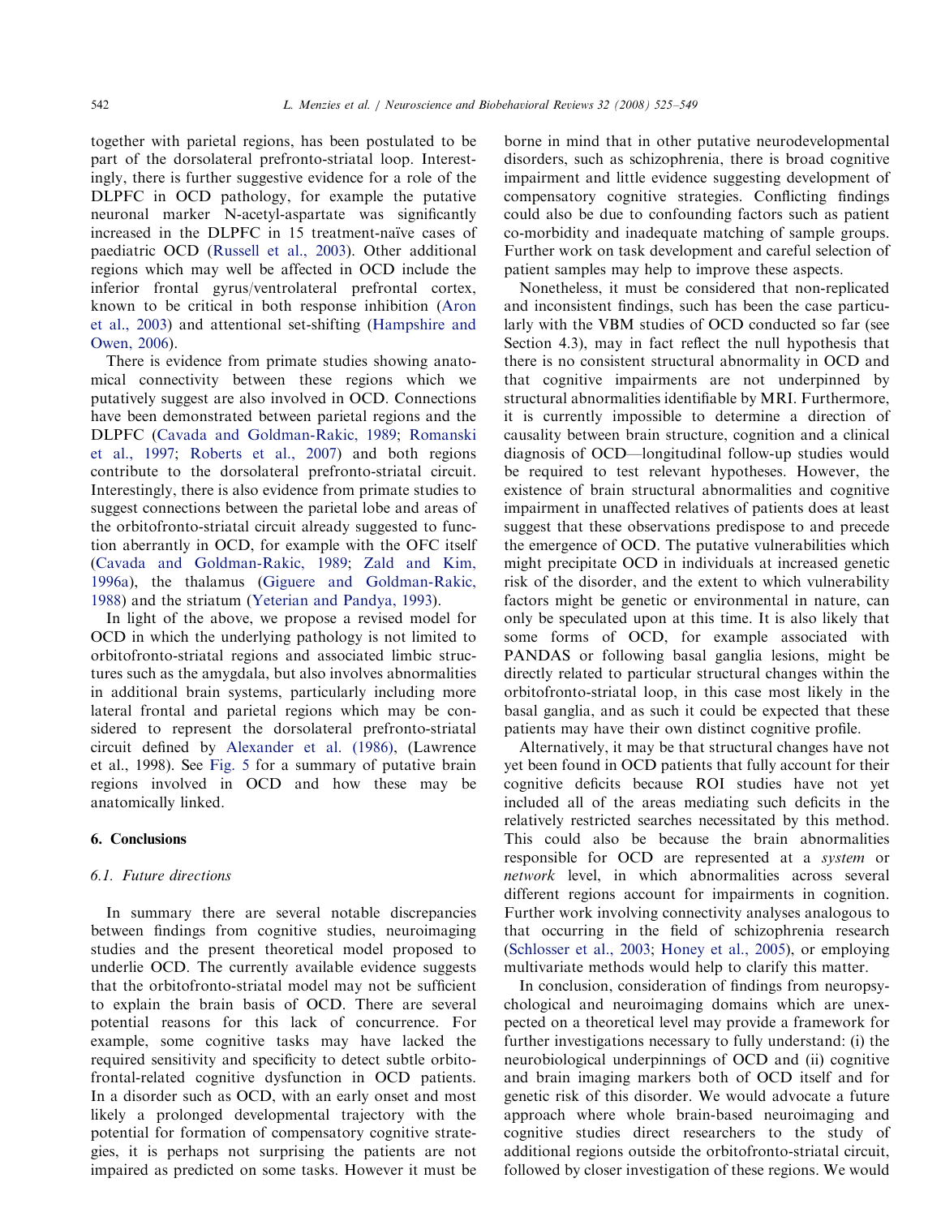together with parietal regions, has been postulated to be part of the dorsolateral prefronto-striatal loop. Interestingly, there is further suggestive evidence for a role of the DLPFC in OCD pathology, for example the putative neuronal marker N-acetyl-aspartate was significantly increased in the DLPFC in 15 treatment-naïve cases of paediatric OCD (Russell et al., 2003). Other additional regions which may well be affected in OCD include the inferior frontal gyrus/ventrolateral prefrontal cortex, known to be critical in both response inhibition (Aron et al., 2003) and attentional set-shifting (Hampshire and Owen, 2006).

There is evidence from primate studies showing anatomical connectivity between these regions which we putatively suggest are also involved in OCD. Connections have been demonstrated between parietal regions and the DLPFC (Cavada and Goldman-Rakic, 1989; Romanski et al., 1997; Roberts et al., 2007) and both regions contribute to the dorsolateral prefronto-striatal circuit. Interestingly, there is also evidence from primate studies to suggest connections between the parietal lobe and areas of the orbitofronto-striatal circuit already suggested to function aberrantly in OCD, for example with the OFC itself (Cavada and Goldman-Rakic, 1989; Zald and Kim, 1996a), the thalamus (Giguere and Goldman-Rakic, 1988) and the striatum (Yeterian and Pandya, 1993).

In light of the above, we propose a revised model for OCD in which the underlying pathology is not limited to orbitofronto-striatal regions and associated limbic structures such as the amygdala, but also involves abnormalities in additional brain systems, particularly including more lateral frontal and parietal regions which may be considered to represent the dorsolateral prefronto-striatal circuit defined by Alexander et al. (1986), (Lawrence et al., 1998). See Fig. 5 for a summary of putative brain regions involved in OCD and how these may be anatomically linked.

## 6. Conclusions

### 6.1. Future directions

In summary there are several notable discrepancies between findings from cognitive studies, neuroimaging studies and the present theoretical model proposed to underlie OCD. The currently available evidence suggests that the orbitofronto-striatal model may not be sufficient to explain the brain basis of OCD. There are several potential reasons for this lack of concurrence. For example, some cognitive tasks may have lacked the required sensitivity and specificity to detect subtle orbitofrontal-related cognitive dysfunction in OCD patients. In a disorder such as OCD, with an early onset and most likely a prolonged developmental trajectory with the potential for formation of compensatory cognitive strategies, it is perhaps not surprising the patients are not impaired as predicted on some tasks. However it must be borne in mind that in other putative neurodevelopmental disorders, such as schizophrenia, there is broad cognitive impairment and little evidence suggesting development of compensatory cognitive strategies. Conflicting findings could also be due to confounding factors such as patient co-morbidity and inadequate matching of sample groups. Further work on task development and careful selection of patient samples may help to improve these aspects.

Nonetheless, it must be considered that non-replicated and inconsistent findings, such has been the case particularly with the VBM studies of OCD conducted so far (see Section 4.3), may in fact reflect the null hypothesis that there is no consistent structural abnormality in OCD and that cognitive impairments are not underpinned by structural abnormalities identifiable by MRI. Furthermore, it is currently impossible to determine a direction of causality between brain structure, cognition and a clinical diagnosis of OCD—longitudinal follow-up studies would be required to test relevant hypotheses. However, the existence of brain structural abnormalities and cognitive impairment in unaffected relatives of patients does at least suggest that these observations predispose to and precede the emergence of OCD. The putative vulnerabilities which might precipitate OCD in individuals at increased genetic risk of the disorder, and the extent to which vulnerability factors might be genetic or environmental in nature, can only be speculated upon at this time. It is also likely that some forms of OCD, for example associated with PANDAS or following basal ganglia lesions, might be directly related to particular structural changes within the orbitofronto-striatal loop, in this case most likely in the basal ganglia, and as such it could be expected that these patients may have their own distinct cognitive profile.

Alternatively, it may be that structural changes have not yet been found in OCD patients that fully account for their cognitive deficits because ROI studies have not yet included all of the areas mediating such deficits in the relatively restricted searches necessitated by this method. This could also be because the brain abnormalities responsible for OCD are represented at a *system* or *network* level, in which abnormalities across several different regions account for impairments in cognition. Further work involving connectivity analyses analogous to that occurring in the field of schizophrenia research (Schlosser et al., 2003; Honey et al., 2005), or employing multivariate methods would help to clarify this matter.

In conclusion, consideration of findings from neuropsychological and neuroimaging domains which are unexpected on a theoretical level may provide a framework for further investigations necessary to fully understand: (i) the neurobiological underpinnings of OCD and (ii) cognitive and brain imaging markers both of OCD itself and for genetic risk of this disorder. We would advocate a future approach where whole brain-based neuroimaging and cognitive studies direct researchers to the study of additional regions outside the orbitofronto-striatal circuit, followed by closer investigation of these regions. We would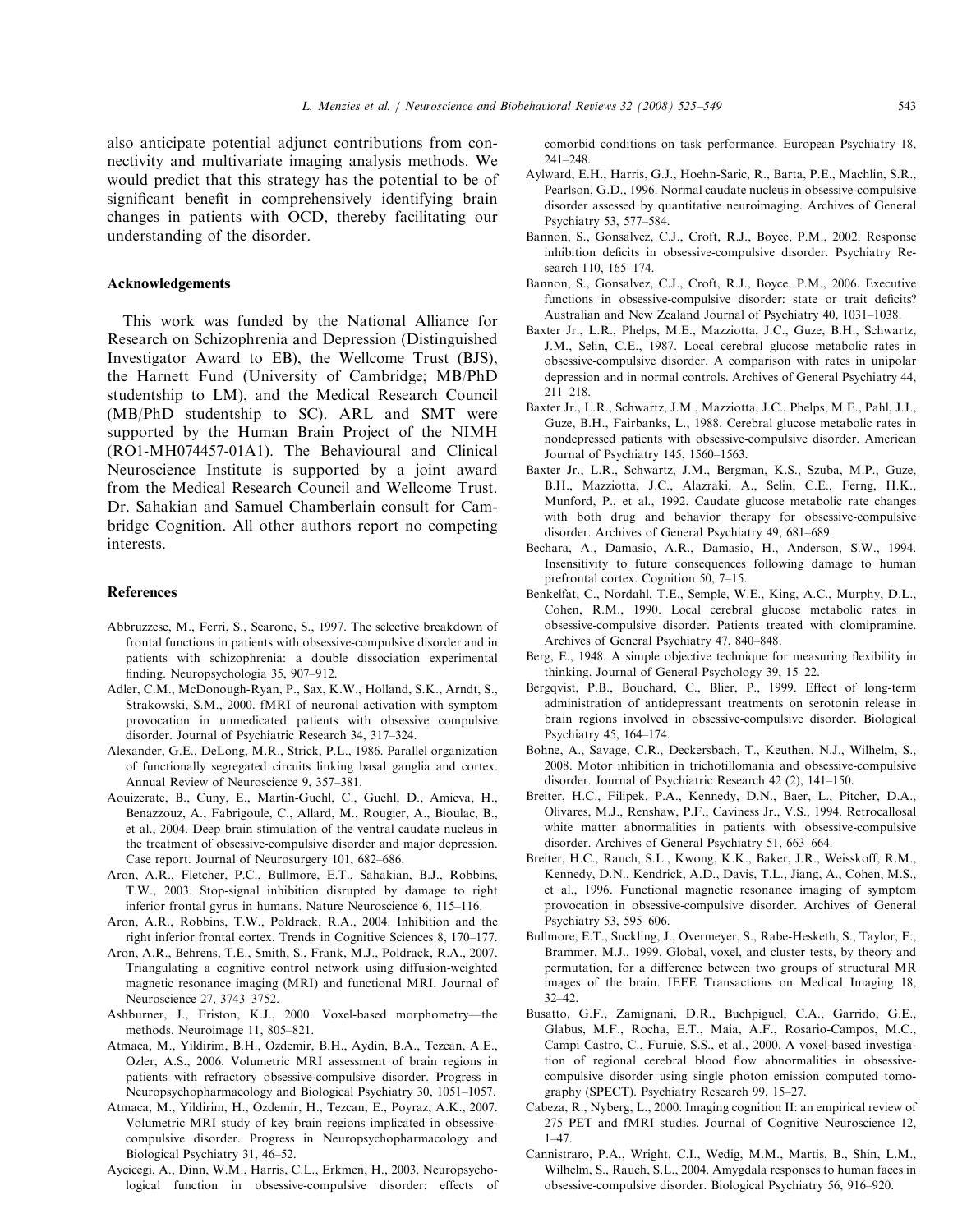also anticipate potential adjunct contributions from connectivity and multivariate imaging analysis methods. We would predict that this strategy has the potential to be of significant benefit in comprehensively identifying brain changes in patients with OCD, thereby facilitating our understanding of the disorder.

## Acknowledgements

This work was funded by the National Alliance for Research on Schizophrenia and Depression (Distinguished Investigator Award to EB), the Wellcome Trust (BJS), the Harnett Fund (University of Cambridge; MB/PhD studentship to LM), and the Medical Research Council (MB/PhD studentship to SC). ARL and SMT were supported by the Human Brain Project of the NIMH (RO1-MH074457-01A1). The Behavioural and Clinical Neuroscience Institute is supported by a joint award from the Medical Research Council and Wellcome Trust. Dr. Sahakian and Samuel Chamberlain consult for Cambridge Cognition. All other authors report no competing interests.

## References

Abbruzzese, M., Ferri, S., Scarone, S., 1997. The selective breakdown of frontal functions in patients with obsessive-compulsive disorder and in patients with schizophrenia: a double dissociation experimental finding. Neuropsychologia 35, 907–912.

Adler, C.M., McDonough-Ryan, P., Sax, K.W., Holland, S.K., Arndt, S., Strakowski, S.M., 2000. fMRI of neuronal activation with symptom provocation in unmedicated patients with obsessive compulsive disorder. Journal of Psychiatric Research 34, 317–324.

Alexander, G.E., DeLong, M.R., Strick, P.L., 1986. Parallel organization of functionally segregated circuits linking basal ganglia and cortex. Annual Review of Neuroscience 9, 357–381.

Aouizerate, B., Cuny, E., Martin-Guehl, C., Guehl, D., Amieva, H., Benazzouz, A., Fabrigoule, C., Allard, M., Rougier, A., Bioulac, B., et al., 2004. Deep brain stimulation of the ventral caudate nucleus in the treatment of obsessive-compulsive disorder and major depression. Case report. Journal of Neurosurgery 101, 682–686.

Aron, A.R., Fletcher, P.C., Bullmore, E.T., Sahakian, B.J., Robbins, T.W., 2003. Stop-signal inhibition disrupted by damage to right inferior frontal gyrus in humans. Nature Neuroscience 6, 115–116.

Aron, A.R., Robbins, T.W., Poldrack, R.A., 2004. Inhibition and the right inferior frontal cortex. Trends in Cognitive Sciences 8, 170–177.

Aron, A.R., Behrens, T.E., Smith, S., Frank, M.J., Poldrack, R.A., 2007. Triangulating a cognitive control network using diffusion-weighted magnetic resonance imaging (MRI) and functional MRI. Journal of Neuroscience 27, 3743–3752.

Ashburner, J., Friston, K.J., 2000. Voxel-based morphometry—the methods. Neuroimage 11, 805–821.

Atmaca, M., Yildirim, B.H., Ozdemir, B.H., Aydin, B.A., Tezcan, A.E., Ozler, A.S., 2006. Volumetric MRI assessment of brain regions in patients with refractory obsessive-compulsive disorder. Progress in Neuropsychopharmacology and Biological Psychiatry 30, 1051–1057.

Atmaca, M., Yildirim, H., Ozdemir, H., Tezcan, E., Poyraz, A.K., 2007. Volumetric MRI study of key brain regions implicated in obsessive-compulsive disorder. Progress in Neuropsychopharmacology and Biological Psychiatry 31, 46–52.

Aycicegi, A., Dinn, W.M., Harris, C.L., Erkmen, H., 2003. Neuropsychological function in obsessive-compulsive disorder: effects of comorbid conditions on task performance. European Psychiatry 18, 241–248.

Aylward, E.H., Harris, G.J., Hoehn-Saric, R., Barta, P.E., Machlin, S.R., Pearlson, G.D., 1996. Normal caudate nucleus in obsessive-compulsive disorder assessed by quantitative neuroimaging. Archives of General Psychiatry 53, 577–584.

Bannon, S., Gonsalvez, C.J., Croft, R.J., Boyce, P.M., 2002. Response inhibition deficits in obsessive-compulsive disorder. Psychiatry Research 110, 165–174.

Bannon, S., Gonsalvez, C.J., Croft, R.J., Boyce, P.M., 2006. Executive functions in obsessive-compulsive disorder: state or trait deficits? Australian and New Zealand Journal of Psychiatry 40, 1031–1038.

Baxter Jr., L.R., Phelps, M.E., Mazziotta, J.C., Guze, B.H., Schwartz, J.M., Selin, C.E., 1987. Local cerebral glucose metabolic rates in obsessive-compulsive disorder. A comparison with rates in unipolar depression and in normal controls. Archives of General Psychiatry 44, 211–218.

Baxter Jr., L.R., Schwartz, J.M., Mazziotta, J.C., Phelps, M.E., Pahl, J.J., Guze, B.H., Fairbanks, L., 1988. Cerebral glucose metabolic rates in nondepressed patients with obsessive-compulsive disorder. American Journal of Psychiatry 145, 1560–1563.

Baxter Jr., L.R., Schwartz, J.M., Bergman, K.S., Szuba, M.P., Guze, B.H., Mazziotta, J.C., Alazraki, A., Selin, C.E., Ferng, H.K., Munford, P., et al., 1992. Caudate glucose metabolic rate changes with both drug and behavior therapy for obsessive-compulsive disorder. Archives of General Psychiatry 49, 681–689.

Bechara, A., Damasio, A.R., Damasio, H., Anderson, S.W., 1994. Insensitivity to future consequences following damage to human prefrontal cortex. Cognition 50, 7–15.

Benkelfat, C., Nordahl, T.E., Semple, W.E., King, A.C., Murphy, D.L., Cohen, R.M., 1990. Local cerebral glucose metabolic rates in obsessive-compulsive disorder. Patients treated with clomipramine. Archives of General Psychiatry 47, 840–848.

Berg, E., 1948. A simple objective technique for measuring flexibility in thinking. Journal of General Psychology 39, 15–22.

Bergqvist, P.B., Bouchard, C., Blier, P., 1999. Effect of long-term administration of antidepressant treatments on serotonin release in brain regions involved in obsessive-compulsive disorder. Biological Psychiatry 45, 164–174.

Bohne, A., Savage, C.R., Deckersbach, T., Keuthen, N.J., Wilhelm, S., 2008. Motor inhibition in trichotillomania and obsessive-compulsive disorder. Journal of Psychiatric Research 42 (2), 141–150.

Breiter, H.C., Filipek, P.A., Kennedy, D.N., Baer, L., Pitcher, D.A., Olivares, M.J., Renshaw, P.F., Caviness Jr., V.S., 1994. Retrocallosal white matter abnormalities in patients with obsessive-compulsive disorder. Archives of General Psychiatry 51, 663–664.

Breiter, H.C., Rauch, S.L., Kwong, K.K., Baker, J.R., Weisskoff, R.M., Kennedy, D.N., Kendrick, A.D., Davis, T.L., Jiang, A., Cohen, M.S., et al., 1996. Functional magnetic resonance imaging of symptom provocation in obsessive-compulsive disorder. Archives of General Psychiatry 53, 595–606.

Bullmore, E.T., Suckling, J., Overmeyer, S., Rabe-Hesketh, S., Taylor, E., Brammer, M.J., 1999. Global, voxel, and cluster tests, by theory and permutation, for a difference between two groups of structural MR images of the brain. IEEE Transactions on Medical Imaging 18, 32–42.

Busatto, G.F., Zamignani, D.R., Buchpiguel, C.A., Garrido, G.E., Glabus, M.F., Rocha, E.T., Maia, A.F., Rosario-Campos, M.C., Campi Castro, C., Furuie, S.S., et al., 2000. A voxel-based investigation of regional cerebral blood flow abnormalities in obsessive-compulsive disorder using single photon emission computed tomography (SPECT). Psychiatry Research 99, 15–27.

Cabeza, R., Nyberg, L., 2000. Imaging cognition II: an empirical review of 275 PET and fMRI studies. Journal of Cognitive Neuroscience 12, 1–47.

Cannistraro, P.A., Wright, C.I., Wedig, M.M., Martis, B., Shin, L.M., Wilhelm, S., Rauch, S.L., 2004. Amygdala responses to human faces in obsessive-compulsive disorder. Biological Psychiatry 56, 916–920.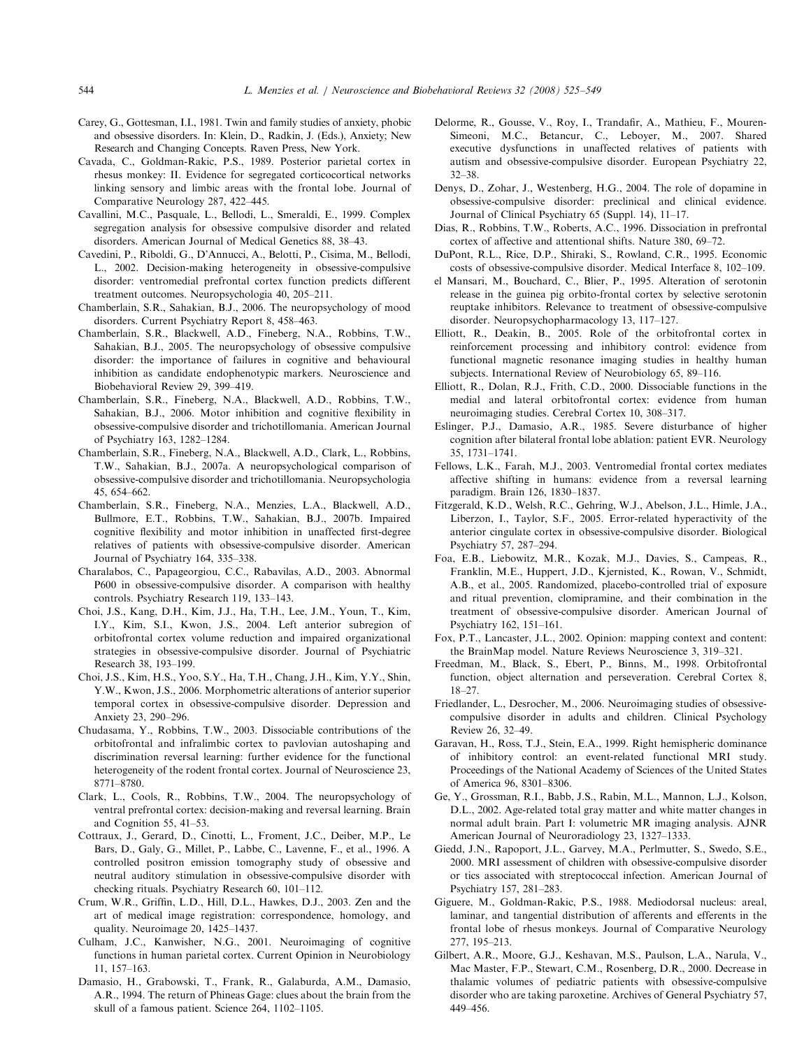Carey, G., Gottesman, I.I., 1981. Twin and family studies of anxiety, phobic and obsessive disorders. In: Klein, D., Radkin, J. (Eds.), Anxiety; New Research and Changing Concepts. Raven Press, New York.

Cavada, C., Goldman-Rakic, P.S., 1989. Posterior parietal cortex in rhesus monkey: II. Evidence for segregated corticocortical networks linking sensory and limbic areas with the frontal lobe. Journal of Comparative Neurology 287, 422–445.

Cavallini, M.C., Pasquale, L., Bellodi, L., Smeraldi, E., 1999. Complex segregation analysis for obsessive compulsive disorder and related disorders. American Journal of Medical Genetics 88, 38–43.

Cavedini, P., Riboldi, G., D'Annucci, A., Belotti, P., Cisima, M., Bellodi, L., 2002. Decision-making heterogeneity in obsessive-compulsive disorder: ventromedial prefrontal cortex function predicts different treatment outcomes. Neuropsychologia 40, 205–211.

Chamberlain, S.R., Sahakian, B.J., 2006. The neuropsychology of mood disorders. Current Psychiatry Report 8, 458–463.

Chamberlain, S.R., Blackwell, A.D., Fineberg, N.A., Robbins, T.W., Sahakian, B.J., 2005. The neuropsychology of obsessive compulsive disorder: the importance of failures in cognitive and behavioural inhibition as candidate endophenotypic markers. Neuroscience and Biobehavioral Review 29, 399–419.

Chamberlain, S.R., Fineberg, N.A., Blackwell, A.D., Robbins, T.W., Sahakian, B.J., 2006. Motor inhibition and cognitive flexibility in obsessive-compulsive disorder and trichotillomania. American Journal of Psychiatry 163, 1282–1284.

Chamberlain, S.R., Fineberg, N.A., Blackwell, A.D., Clark, L., Robbins, T.W., Sahakian, B.J., 2007a. A neuropsychological comparison of obsessive-compulsive disorder and trichotillomania. Neuropsychologia 45, 654–662.

Chamberlain, S.R., Fineberg, N.A., Menzies, L.A., Blackwell, A.D., Bullmore, E.T., Robbins, T.W., Sahakian, B.J., 2007b. Impaired cognitive flexibility and motor inhibition in unaffected first-degree relatives of patients with obsessive-compulsive disorder. American Journal of Psychiatry 164, 335–338.

Charalabos, C., Papageorgiou, C.C., Rabavilas, A.D., 2003. Abnormal P600 in obsessive-compulsive disorder. A comparison with healthy controls. Psychiatry Research 119, 133–143.

Choi, J.S., Kang, D.H., Kim, J.J., Ha, T.H., Lee, J.M., Youn, T., Kim, I.Y., Kim, S.I., Kwon, J.S., 2004. Left anterior subregion of orbitofrontal cortex volume reduction and impaired organizational strategies in obsessive-compulsive disorder. Journal of Psychiatric Research 38, 193–199.

Choi, J.S., Kim, H.S., Yoo, S.Y., Ha, T.H., Chang, J.H., Kim, Y.Y., Shin, Y.W., Kwon, J.S., 2006. Morphometric alterations of anterior superior temporal cortex in obsessive-compulsive disorder. Depression and Anxiety 23, 290–296.

Chudasama, Y., Robbins, T.W., 2003. Dissociable contributions of the orbitofrontal and infralimbic cortex to pavlovian autoshaping and discrimination reversal learning: further evidence for the functional heterogeneity of the rodent frontal cortex. Journal of Neuroscience 23, 8771–8780.

Clark, L., Cools, R., Robbins, T.W., 2004. The neuropsychology of ventral prefrontal cortex: decision-making and reversal learning. Brain and Cognition 55, 41–53.

Cottraux, J., Gerard, D., Cinotti, L., Froment, J.C., Deiber, M.P., Le Bars, D., Galy, G., Millet, P., Labbe, C., Lavenne, F., et al., 1996. A controlled positron emission tomography study of obsessive and neutral auditory stimulation in obsessive-compulsive disorder with checking rituals. Psychiatry Research 60, 101–112.

Crum, W.R., Griffin, L.D., Hill, D.L., Hawkes, D.J., 2003. Zen and the art of medical image registration: correspondence, homology, and quality. Neuroimage 20, 1425–1437.

Culham, J.C., Kanwisher, N.G., 2001. Neuroimaging of cognitive functions in human parietal cortex. Current Opinion in Neurobiology 11, 157–163.

Damasio, H., Grabowski, T., Frank, R., Galaburda, A.M., Damasio, A.R., 1994. The return of Phineas Gage: clues about the brain from the skull of a famous patient. Science 264, 1102–1105.

Delorme, R., Gousse, V., Roy, I., Trandafir, A., Mathieu, F., Mouren-Simeoni, M.C., Betancur, C., Leboyer, M., 2007. Shared executive dysfunctions in unaffected relatives of patients with autism and obsessive-compulsive disorder. European Psychiatry 22, 32–38.

Denys, D., Zohar, J., Westenberg, H.G., 2004. The role of dopamine in obsessive-compulsive disorder: preclinical and clinical evidence. Journal of Clinical Psychiatry 65 (Suppl. 14), 11–17.

Dias, R., Robbins, T.W., Roberts, A.C., 1996. Dissociation in prefrontal cortex of affective and attentional shifts. Nature 380, 69–72.

DuPont, R.L., Rice, D.P., Shiraki, S., Rowland, C.R., 1995. Economic costs of obsessive-compulsive disorder. Medical Interface 8, 102–109.

el Mansari, M., Bouchard, C., Blier, P., 1995. Alteration of serotonin release in the guinea pig orbito-frontal cortex by selective serotonin reuptake inhibitors. Relevance to treatment of obsessive-compulsive disorder. Neuropsychopharmacology 13, 117–127.

Elliott, R., Deakin, B., 2005. Role of the orbitofrontal cortex in reinforcement processing and inhibitory control: evidence from functional magnetic resonance imaging studies in healthy human subjects. International Review of Neurobiology 65, 89–116.

Elliott, R., Dolan, R.J., Frith, C.D., 2000. Dissociable functions in the medial and lateral orbitofrontal cortex: evidence from human neuroimaging studies. Cerebral Cortex 10, 308–317.

Eslinger, P.J., Damasio, A.R., 1985. Severe disturbance of higher cognition after bilateral frontal lobe ablation: patient EVR. Neurology 35, 1731–1741.

Fellows, L.K., Farah, M.J., 2003. Ventromedial frontal cortex mediates affective shifting in humans: evidence from a reversal learning paradigm. Brain 126, 1830–1837.

Fitzgerald, K.D., Welsh, R.C., Gehring, W.J., Abelson, J.L., Himle, J.A., Liberzon, I., Taylor, S.F., 2005. Error-related hyperactivity of the anterior cingulate cortex in obsessive-compulsive disorder. Biological Psychiatry 57, 287–294.

Foa, E.B., Liebowitz, M.R., Kozak, M.J., Davies, S., Campeas, R., Franklin, M.E., Huppert, J.D., Kjernisted, K., Rowan, V., Schmidt, A.B., et al., 2005. Randomized, placebo-controlled trial of exposure and ritual prevention, clomipramine, and their combination in the treatment of obsessive-compulsive disorder. American Journal of Psychiatry 162, 151–161.

Fox, P.T., Lancaster, J.L., 2002. Opinion: mapping context and content: the BrainMap model. Nature Reviews Neuroscience 3, 319–321.

Freedman, M., Black, S., Ebert, P., Binns, M., 1998. Orbitofrontal function, object alternation and perseveration. Cerebral Cortex 8, 18–27.

Friedlander, L., Desrocher, M., 2006. Neuroimaging studies of obsessive-compulsive disorder in adults and children. Clinical Psychology Review 26, 32–49.

Garavan, H., Ross, T.J., Stein, E.A., 1999. Right hemispheric dominance of inhibitory control: an event-related functional MRI study. Proceedings of the National Academy of Sciences of the United States of America 96, 8301–8306.

Ge, Y., Grossman, R.I., Babb, J.S., Rabin, M.L., Mannon, L.J., Kolson, D.L., 2002. Age-related total gray matter and white matter changes in normal adult brain. Part I: volumetric MR imaging analysis. AJNR American Journal of Neuroradiology 23, 1327–1333.

Giedd, J.N., Rapoport, J.L., Garvey, M.A., Perlmutter, S., Swedo, S.E., 2000. MRI assessment of children with obsessive-compulsive disorder or tics associated with streptococcal infection. American Journal of Psychiatry 157, 281–283.

Giguere, M., Goldman-Rakic, P.S., 1988. Mediodorsal nucleus: areal, laminar, and tangential distribution of afferents and efferents in the frontal lobe of rhesus monkeys. Journal of Comparative Neurology 277, 195–213.

Gilbert, A.R., Moore, G.J., Keshavan, M.S., Paulson, L.A., Narula, V., Mac Master, F.P., Stewart, C.M., Rosenberg, D.R., 2000. Decrease in thalamic volumes of pediatric patients with obsessive-compulsive disorder who are taking paroxetine. Archives of General Psychiatry 57, 449–456.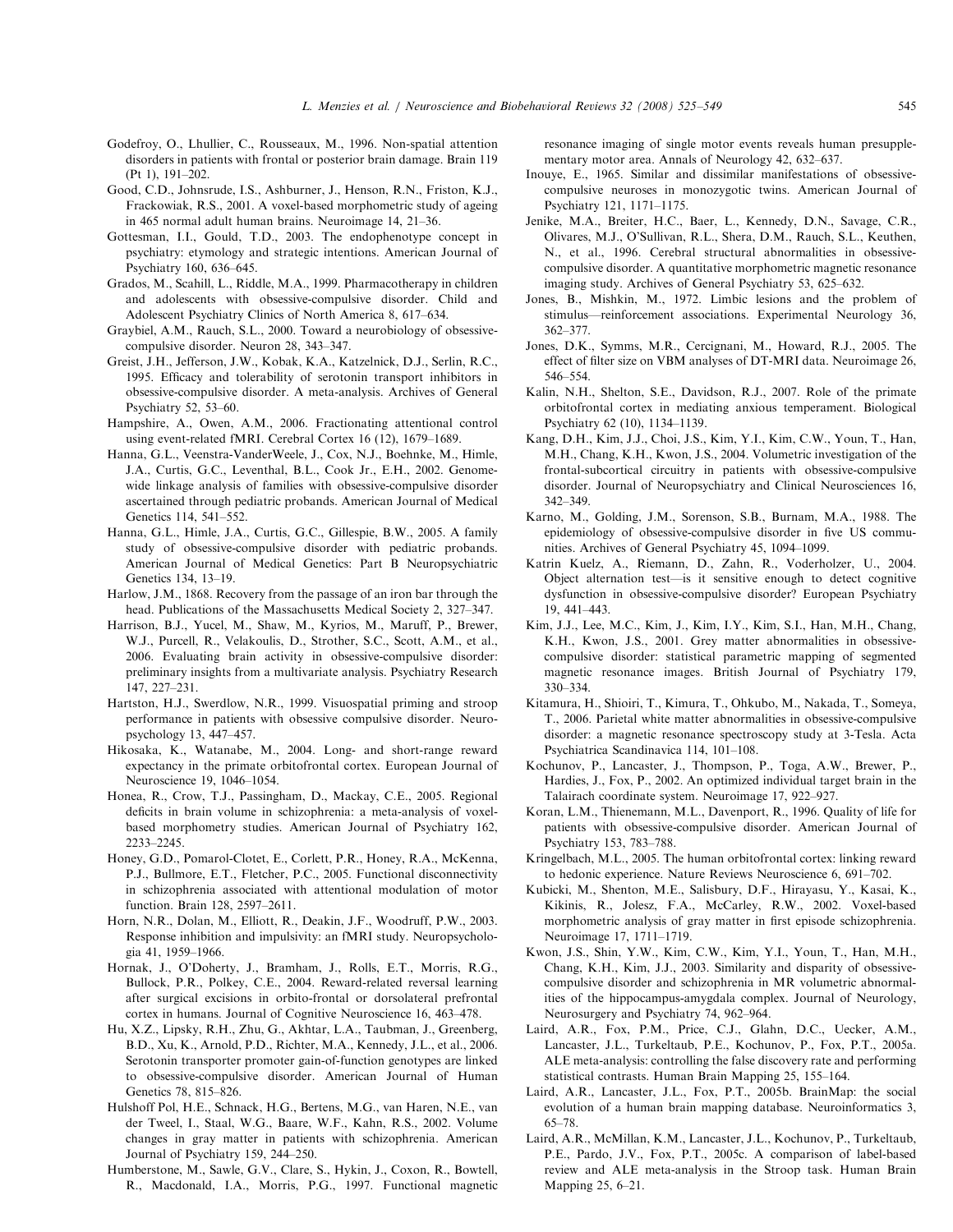Godefroy, O., Lhullier, C., Rousseaux, M., 1996. Non-spatial attention disorders in patients with frontal or posterior brain damage. Brain 119 (Pt 1), 191–202.

Good, C.D., Johnsrude, I.S., Ashburner, J., Henson, R.N., Friston, K.J., Frackowiak, R.S., 2001. A voxel-based morphometric study of ageing in 465 normal adult human brains. Neuroimage 14, 21–36.

Gottesman, I.I., Gould, T.D., 2003. The endophenotype concept in psychiatry: etymology and strategic intentions. American Journal of Psychiatry 160, 636–645.

Grados, M., Scahill, L., Riddle, M.A., 1999. Pharmacotherapy in children and adolescents with obsessive-compulsive disorder. Child and Adolescent Psychiatry Clinics of North America 8, 617–634.

Graybiel, A.M., Rauch, S.L., 2000. Toward a neurobiology of obsessive-compulsive disorder. Neuron 28, 343–347.

Greist, J.H., Jefferson, J.W., Kobak, K.A., Katzelnick, D.J., Serlin, R.C., 1995. Efficacy and tolerability of serotonin transport inhibitors in obsessive-compulsive disorder. A meta-analysis. Archives of General Psychiatry 52, 53–60.

Hampshire, A., Owen, A.M., 2006. Fractionating attentional control using event-related fMRI. Cerebral Cortex 16 (12), 1679–1689.

Hanna, G.L., Veenstra-VanderWeele, J., Cox, N.J., Boehnke, M., Himle, J.A., Curtis, G.C., Leventhal, B.L., Cook Jr., E.H., 2002. Genome-wide linkage analysis of families with obsessive-compulsive disorder ascertained through pediatric probands. American Journal of Medical Genetics 114, 541–552.

Hanna, G.L., Himle, J.A., Curtis, G.C., Gillespie, B.W., 2005. A family study of obsessive-compulsive disorder with pediatric probands. American Journal of Medical Genetics: Part B Neuropsychiatric Genetics 134, 13–19.

Harlow, J.M., 1868. Recovery from the passage of an iron bar through the head. Publications of the Massachusetts Medical Society 2, 327–347.

Harrison, B.J., Yucel, M., Shaw, M., Kyrios, M., Maruff, P., Brewer, W.J., Purcell, R., Velakoulis, D., Strother, S.C., Scott, A.M., et al., 2006. Evaluating brain activity in obsessive-compulsive disorder: preliminary insights from a multivariate analysis. Psychiatry Research 147, 227–231.

Hartston, H.J., Swerdlow, N.R., 1999. Visuospatial priming and stroop performance in patients with obsessive compulsive disorder. Neuropsychology 13, 447–457.

Hikosaka, K., Watanabe, M., 2004. Long- and short-range reward expectancy in the primate orbitofrontal cortex. European Journal of Neuroscience 19, 1046–1054.

Honea, R., Crow, T.J., Passingham, D., Mackay, C.E., 2005. Regional deficits in brain volume in schizophrenia: a meta-analysis of voxel-based morphometry studies. American Journal of Psychiatry 162, 2233–2245.

Honey, G.D., Pomarol-Clotet, E., Corlett, P.R., Honey, R.A., McKenna, P.J., Bullmore, E.T., Fletcher, P.C., 2005. Functional disconnectivity in schizophrenia associated with attentional modulation of motor function. Brain 128, 2597–2611.

Horn, N.R., Dolan, M., Elliott, R., Deakin, J.F., Woodruff, P.W., 2003. Response inhibition and impulsivity: an fMRI study. Neuropsychologia 41, 1959–1966.

Hornak, J., O'Doherty, J., Bramham, J., Rolls, E.T., Morris, R.G., Bullock, P.R., Polkey, C.E., 2004. Reward-related reversal learning after surgical excisions in orbito-frontal or dorsolateral prefrontal cortex in humans. Journal of Cognitive Neuroscience 16, 463–478.

Hu, X.Z., Lipsky, R.H., Zhu, G., Akhtar, L.A., Taubman, J., Greenberg, B.D., Xu, K., Arnold, P.D., Richter, M.A., Kennedy, J.L., et al., 2006. Serotonin transporter promoter gain-of-function genotypes are linked to obsessive-compulsive disorder. American Journal of Human Genetics 78, 815–826.

Hulshoff Pol, H.E., Schnack, H.G., Bertens, M.G., van Haren, N.E., van der Tweel, I., Staal, W.G., Baare, W.F., Kahn, R.S., 2002. Volume changes in gray matter in patients with schizophrenia. American Journal of Psychiatry 159, 244–250.

Humberstone, M., Sawle, G.V., Clare, S., Hykin, J., Coxon, R., Bowtell, R., Macdonald, I.A., Morris, P.G., 1997. Functional magnetic resonance imaging of single motor events reveals human presupplementary motor area. Annals of Neurology 42, 632–637.

Inouye, E., 1965. Similar and dissimilar manifestations of obsessive-compulsive neuroses in monozygotic twins. American Journal of Psychiatry 121, 1171–1175.

Jenike, M.A., Breiter, H.C., Baer, L., Kennedy, D.N., Savage, C.R., Olivares, M.J., O'Sullivan, R.L., Shera, D.M., Rauch, S.L., Keuthen, N., et al., 1996. Cerebral structural abnormalities in obsessive-compulsive disorder. A quantitative morphometric magnetic resonance imaging study. Archives of General Psychiatry 53, 625–632.

Jones, B., Mishkin, M., 1972. Limbic lesions and the problem of stimulus—reinforcement associations. Experimental Neurology 36, 362–377.

Jones, D.K., Symms, M.R., Cercignani, M., Howard, R.J., 2005. The effect of filter size on VBM analyses of DT-MRI data. Neuroimage 26, 546–554.

Kalin, N.H., Shelton, S.E., Davidson, R.J., 2007. Role of the primate orbitofrontal cortex in mediating anxious temperament. Biological Psychiatry 62 (10), 1134–1139.

Kang, D.H., Kim, J.J., Choi, J.S., Kim, Y.I., Kim, C.W., Youn, T., Han, M.H., Chang, K.H., Kwon, J.S., 2004. Volumetric investigation of the frontal-subcortical circuitry in patients with obsessive-compulsive disorder. Journal of Neuropsychiatry and Clinical Neurosciences 16, 342–349.

Karno, M., Golding, J.M., Sorenson, S.B., Burnam, M.A., 1988. The epidemiology of obsessive-compulsive disorder in five US communities. Archives of General Psychiatry 45, 1094–1099.

Katrin Kuelz, A., Riemann, D., Zahn, R., Voderholzer, U., 2004. Object alternation test—is it sensitive enough to detect cognitive dysfunction in obsessive-compulsive disorder? European Psychiatry 19, 441–443.

Kim, J.J., Lee, M.C., Kim, J., Kim, I.Y., Kim, S.I., Han, M.H., Chang, K.H., Kwon, J.S., 2001. Grey matter abnormalities in obsessive-compulsive disorder: statistical parametric mapping of segmented magnetic resonance images. British Journal of Psychiatry 179, 330–334.

Kitamura, H., Shioiri, T., Kimura, T., Ohkubo, M., Nakada, T., Someya, T., 2006. Parietal white matter abnormalities in obsessive-compulsive disorder: a magnetic resonance spectroscopy study at 3-Tesla. Acta Psychiatrica Scandinavica 114, 101–108.

Kochunov, P., Lancaster, J., Thompson, P., Toga, A.W., Brewer, P., Hardies, J., Fox, P., 2002. An optimized individual target brain in the Talairach coordinate system. Neuroimage 17, 922–927.

Koran, L.M., Thienemann, M.L., Davenport, R., 1996. Quality of life for patients with obsessive-compulsive disorder. American Journal of Psychiatry 153, 783–788.

Kringelbach, M.L., 2005. The human orbitofrontal cortex: linking reward to hedonic experience. Nature Reviews Neuroscience 6, 691–702.

Kubicki, M., Shenton, M.E., Salisbury, D.F., Hirayasu, Y., Kasai, K., Kikinis, R., Jolesz, F.A., McCarley, R.W., 2002. Voxel-based morphometric analysis of gray matter in first episode schizophrenia. Neuroimage 17, 1711–1719.

Kwon, J.S., Shin, Y.W., Kim, C.W., Kim, Y.I., Youn, T., Han, M.H., Chang, K.H., Kim, J.J., 2003. Similarity and disparity of obsessive-compulsive disorder and schizophrenia in MR volumetric abnormalities of the hippocampus-amygdala complex. Journal of Neurology, Neurosurgery and Psychiatry 74, 962–964.

Laird, A.R., Fox, P.M., Price, C.J., Glahn, D.C., Uecker, A.M., Lancaster, J.L., Turkeltaub, P.E., Kochunov, P., Fox, P.T., 2005a. ALE meta-analysis: controlling the false discovery rate and performing statistical contrasts. Human Brain Mapping 25, 155–164.

Laird, A.R., Lancaster, J.L., Fox, P.T., 2005b. BrainMap: the social evolution of a human brain mapping database. Neuroinformatics 3, 65–78.

Laird, A.R., McMillan, K.M., Lancaster, J.L., Kochunov, P., Turkeltaub, P.E., Pardo, J.V., Fox, P.T., 2005c. A comparison of label-based review and ALE meta-analysis in the Stroop task. Human Brain Mapping 25, 6–21.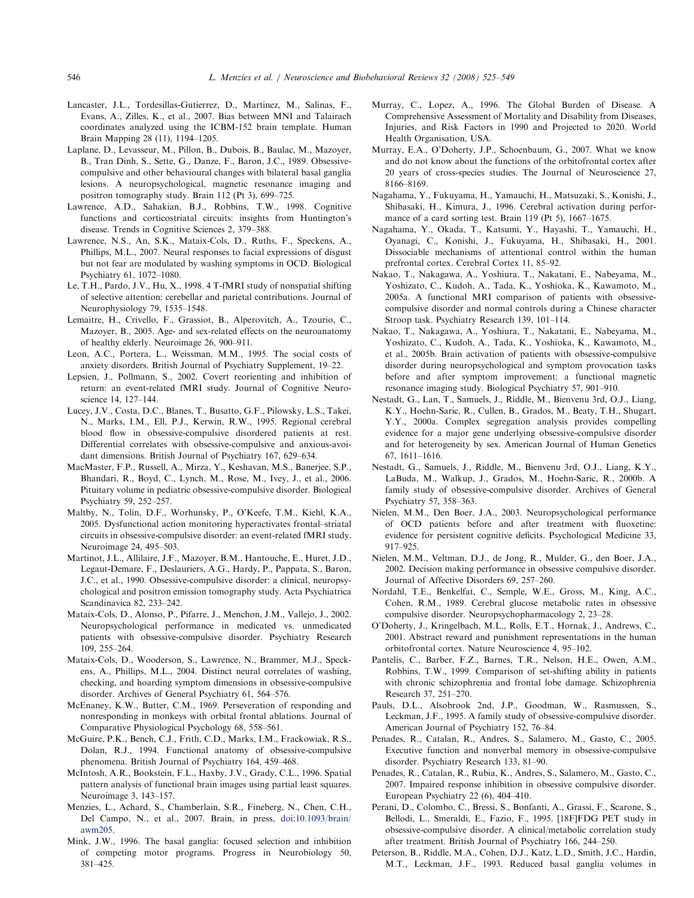Lancaster, J.L., Tordesillas-Gutierrez, D., Martinez, M., Salinas, F., Evans, A., Zilles, K., et al., 2007. Bias between MNI and Talairach coordinates analyzed using the ICBM-152 brain template. Human Brain Mapping 28 (11), 1194–1205.

Laplane, D., Levasseur, M., Pillon, B., Dubois, B., Baulac, M., Mazoyer, B., Tran Dinh, S., Sette, G., Danze, F., Baron, J.C., 1989. Obsessive-compulsive and other behavioural changes with bilateral basal ganglia lesions. A neuropsychological, magnetic resonance imaging and positron tomography study. Brain 112 (Pt 3), 699–725.

Lawrence, A.D., Sahakian, B.J., Robbins, T.W., 1998. Cognitive functions and corticostriatal circuits: insights from Huntington's disease. Trends in Cognitive Sciences 2, 379–388.

Lawrence, N.S., An, S.K., Mataix-Cols, D., Ruths, F., Speckens, A., Phillips, M.L., 2007. Neural responses to facial expressions of disgust but not fear are modulated by washing symptoms in OCD. Biological Psychiatry 61, 1072–1080.

Le, T.H., Pardo, J.V., Hu, X., 1998. 4 T-fMRI study of nonspatial shifting of selective attention: cerebellar and parietal contributions. Journal of Neurophysiology 79, 1535–1548.

Lemaitre, H., Crivello, F., Grassiot, B., Alperovitch, A., Tzourio, C., Mazoyer, B., 2005. Age- and sex-related effects on the neuroanatomy of healthy elderly. Neuroimage 26, 900–911.

Leon, A.C., Portera, L., Weissman, M.M., 1995. The social costs of anxiety disorders. British Journal of Psychiatry Supplement, 19–22.

Lepsien, J., Pollmann, S., 2002. Covert reorienting and inhibition of return: an event-related fMRI study. Journal of Cognitive Neuroscience 14, 127–144.

Lucey, J.V., Costa, D.C., Blanes, T., Busatto, G.F., Pilowsky, L.S., Takei, N., Marks, I.M., Ell, P.J., Kerwin, R.W., 1995. Regional cerebral blood flow in obsessive-compulsive disordered patients at rest. Differential correlates with obsessive-compulsive and anxious-avoidant dimensions. British Journal of Psychiatry 167, 629–634.

MacMaster, F.P., Russell, A., Mirza, Y., Keshavan, M.S., Banerjee, S.P., Bhandari, R., Boyd, C., Lynch, M., Rose, M., Ivey, J., et al., 2006. Pituitary volume in pediatric obsessive-compulsive disorder. Biological Psychiatry 59, 252–257.

Maltby, N., Tolin, D.F., Worhunsky, P., O'Keefe, T.M., Kiehl, K.A., 2005. Dysfunctional action monitoring hyperactivates frontal–striatal circuits in obsessive-compulsive disorder: an event-related fMRI study. Neuroimage 24, 495–503.

Martinot, J.L., Allilaire, J.F., Mazoyer, B.M., Hantouche, E., Huret, J.D., Legaut-Demare, F., Deslauriers, A.G., Hardy, P., Pappata, S., Baron, J.C., et al., 1990. Obsessive-compulsive disorder: a clinical, neuropsychological and positron emission tomography study. Acta Psychiatrica Scandinavica 82, 233–242.

Mataix-Cols, D., Alonso, P., Pifarre, J., Menchon, J.M., Vallejo, J., 2002. Neuropsychological performance in medicated vs. unmedicated patients with obsessive-compulsive disorder. Psychiatry Research 109, 255–264.

Mataix-Cols, D., Wooderson, S., Lawrence, N., Brammer, M.J., Speckens, A., Phillips, M.L., 2004. Distinct neural correlates of washing, checking, and hoarding symptom dimensions in obsessive-compulsive disorder. Archives of General Psychiatry 61, 564–576.

McEnaney, K.W., Butter, C.M., 1969. Perseveration of responding and nonresponding in monkeys with orbital frontal ablations. Journal of Comparative Physiological Psychology 68, 558–561.

McGuire, P.K., Bench, C.J., Frith, C.D., Marks, I.M., Frackowiak, R.S., Dolan, R.J., 1994. Functional anatomy of obsessive-compulsive phenomena. British Journal of Psychiatry 164, 459–468.

McIntosh, A.R., Bookstein, F.L., Haxby, J.V., Grady, C.L., 1996. Spatial pattern analysis of functional brain images using partial least squares. Neuroimage 3, 143–157.

Menzies, L., Achard, S., Chamberlain, S.R., Fineberg, N., Chen, C.H., Del Campo, N., et al., 2007. Brain, in press, doi:10.1093/brain/awm205.

Mink, J.W., 1996. The basal ganglia: focused selection and inhibition of competing motor programs. Progress in Neurobiology 50, 381–425.

Murray, C., Lopez, A., 1996. The Global Burden of Disease. A Comprehensive Assessment of Mortality and Disability from Diseases, Injuries, and Risk Factors in 1990 and Projected to 2020. World Health Organisation, USA.

Murray, E.A., O'Doherty, J.P., Schoenbaum, G., 2007. What we know and do not know about the functions of the orbitofrontal cortex after 20 years of cross-species studies. The Journal of Neuroscience 27, 8166–8169.

Nagahama, Y., Fukuyama, H., Yamauchi, H., Matsuzaki, S., Konishi, J., Shibasaki, H., Kimura, J., 1996. Cerebral activation during performance of a card sorting test. Brain 119 (Pt 5), 1667–1675.

Nagahama, Y., Okada, T., Katsumi, Y., Hayashi, T., Yamauchi, H., Oyanagi, C., Konishi, J., Fukuyama, H., Shibasaki, H., 2001. Dissociable mechanisms of attentional control within the human prefrontal cortex. Cerebral Cortex 11, 85–92.

Nakao, T., Nakagawa, A., Yoshiura, T., Nakatani, E., Nabeyama, M., Yoshizato, C., Kudoh, A., Tada, K., Yoshioka, K., Kawamoto, M., 2005a. A functional MRI comparison of patients with obsessive-compulsive disorder and normal controls during a Chinese character Stroop task. Psychiatry Research 139, 101–114.

Nakao, T., Nakagawa, A., Yoshiura, T., Nakatani, E., Nabeyama, M., Yoshizato, C., Kudoh, A., Tada, K., Yoshioka, K., Kawamoto, M., et al., 2005b. Brain activation of patients with obsessive-compulsive disorder during neuropsychological and symptom provocation tasks before and after symptom improvement: a functional magnetic resonance imaging study. Biological Psychiatry 57, 901–910.

Nestadt, G., Lan, T., Samuels, J., Riddle, M., Bienvenu 3rd, O.J., Liang, K.Y., Hoehn-Saric, R., Cullen, B., Grados, M., Beaty, T.H., Shugart, Y.Y., 2000a. Complex segregation analysis provides compelling evidence for a major gene underlying obsessive-compulsive disorder and for heterogeneity by sex. American Journal of Human Genetics 67, 1611–1616.

Nestadt, G., Samuels, J., Riddle, M., Bienvenu 3rd, O.J., Liang, K.Y., LaBuda, M., Walkup, J., Grados, M., Hoehn-Saric, R., 2000b. A family study of obsessive-compulsive disorder. Archives of General Psychiatry 57, 358–363.

Nielen, M.M., Den Boer, J.A., 2003. Neuropsychological performance of OCD patients before and after treatment with fluoxetine: evidence for persistent cognitive deficits. Psychological Medicine 33, 917–925.

Nielen, M.M., Veltman, D.J., de Jong, R., Mulder, G., den Boer, J.A., 2002. Decision making performance in obsessive compulsive disorder. Journal of Affective Disorders 69, 257–260.

Nordahl, T.E., Benkelfat, C., Semple, W.E., Gross, M., King, A.C., Cohen, R.M., 1989. Cerebral glucose metabolic rates in obsessive compulsive disorder. Neuropsychopharmacology 2, 23–28.

O'Doherty, J., Kringelbach, M.L., Rolls, E.T., Hornak, J., Andrews, C., 2001. Abstract reward and punishment representations in the human orbitofrontal cortex. Nature Neuroscience 4, 95–102.

Pantelis, C., Barber, F.Z., Barnes, T.R., Nelson, H.E., Owen, A.M., Robbins, T.W., 1999. Comparison of set-shifting ability in patients with chronic schizophrenia and frontal lobe damage. Schizophrenia Research 37, 251–270.

Pauls, D.L., Alsobrook 2nd, J.P., Goodman, W., Rasmussen, S., Leckman, J.F., 1995. A family study of obsessive-compulsive disorder. American Journal of Psychiatry 152, 76–84.

Penades, R., Catalan, R., Andres, S., Salamero, M., Gasto, C., 2005. Executive function and nonverbal memory in obsessive-compulsive disorder. Psychiatry Research 133, 81–90.

Penades, R., Catalan, R., Rubia, K., Andres, S., Salamero, M., Gasto, C., 2007. Impaired response inhibition in obsessive compulsive disorder. European Psychiatry 22 (6), 404–410.

Perani, D., Colombo, C., Bressi, S., Bonfanti, A., Grassi, F., Scarone, S., Bellodi, L., Smeraldi, E., Fazio, F., 1995. [18F]FDG PET study in obsessive-compulsive disorder. A clinical/metabolic correlation study after treatment. British Journal of Psychiatry 166, 244–250.

Peterson, B., Riddle, M.A., Cohen, D.J., Katz, L.D., Smith, J.C., Hardin, M.T., Leckman, J.F., 1993. Reduced basal ganglia volumes in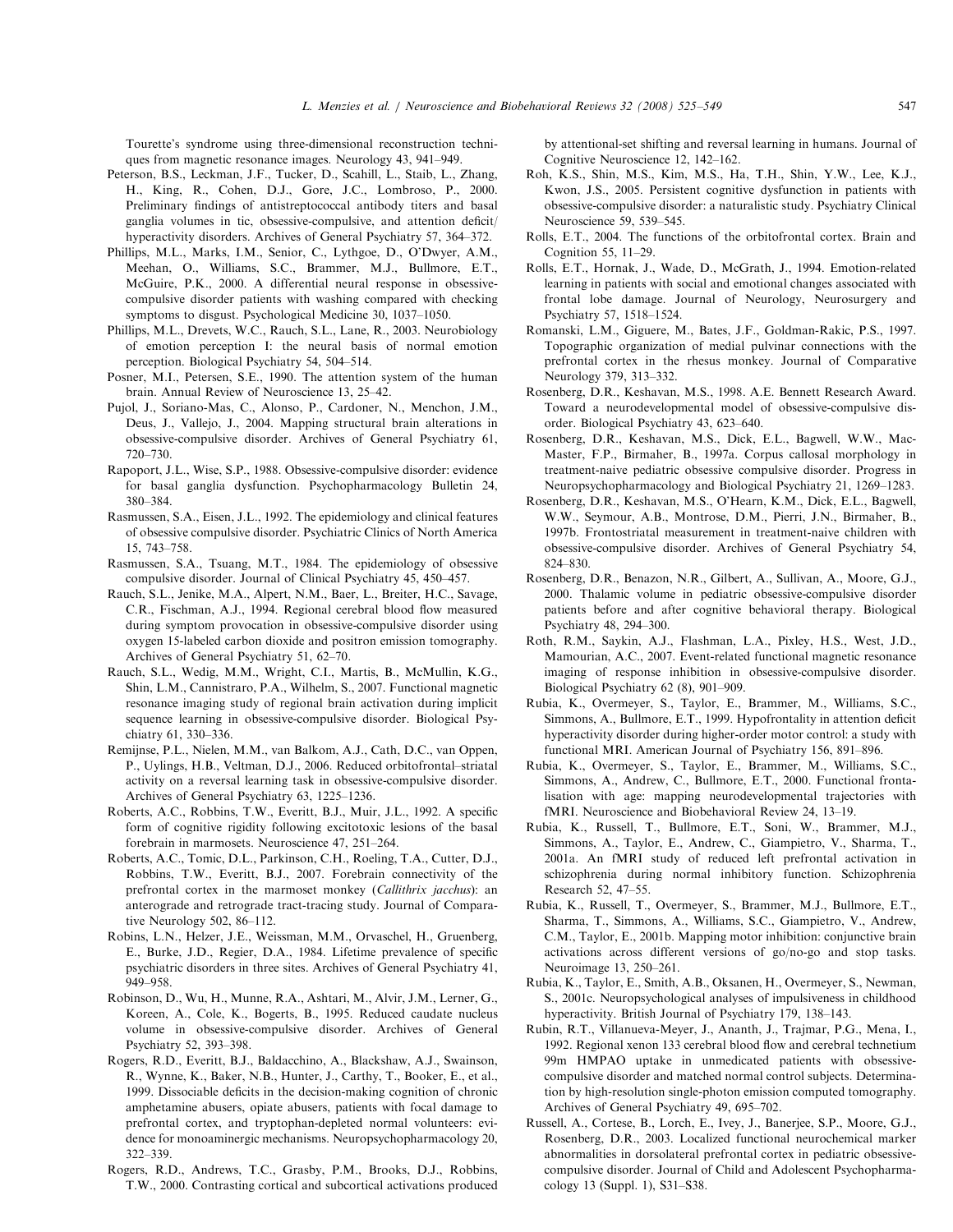Tourette's syndrome using three-dimensional reconstruction techniques from magnetic resonance images. Neurology 43, 941–949.

Peterson, B.S., Leckman, J.F., Tucker, D., Scahill, L., Staib, L., Zhang, H., King, R., Cohen, D.J., Gore, J.C., Lombroso, P., 2000. Preliminary findings of antistreptococcal antibody titers and basal ganglia volumes in tic, obsessive-compulsive, and attention deficit/hyperactivity disorders. Archives of General Psychiatry 57, 364–372.

Phillips, M.L., Marks, I.M., Senior, C., Lythgoe, D., O'Dwyer, A.M., Meehan, O., Williams, S.C., Brammer, M.J., Bullmore, E.T., McGuire, P.K., 2000. A differential neural response in obsessive-compulsive disorder patients with washing compared with checking symptoms to disgust. Psychological Medicine 30, 1037–1050.

Phillips, M.L., Drevets, W.C., Rauch, S.L., Lane, R., 2003. Neurobiology of emotion perception I: the neural basis of normal emotion perception. Biological Psychiatry 54, 504–514.

Posner, M.I., Petersen, S.E., 1990. The attention system of the human brain. Annual Review of Neuroscience 13, 25–42.

Pujol, J., Soriano-Mas, C., Alonso, P., Cardoner, N., Menchon, J.M., Deus, J., Vallejo, J., 2004. Mapping structural brain alterations in obsessive-compulsive disorder. Archives of General Psychiatry 61, 720–730.

Rapoport, J.L., Wise, S.P., 1988. Obsessive-compulsive disorder: evidence for basal ganglia dysfunction. Psychopharmacology Bulletin 24, 380–384.

Rasmussen, S.A., Eisen, J.L., 1992. The epidemiology and clinical features of obsessive compulsive disorder. Psychiatric Clinics of North America 15, 743–758.

Rasmussen, S.A., Tsuang, M.T., 1984. The epidemiology of obsessive compulsive disorder. Journal of Clinical Psychiatry 45, 450–457.

Rauch, S.L., Jenike, M.A., Alpert, N.M., Baer, L., Breiter, H.C., Savage, C.R., Fischman, A.J., 1994. Regional cerebral blood flow measured during symptom provocation in obsessive-compulsive disorder using oxygen 15-labeled carbon dioxide and positron emission tomography. Archives of General Psychiatry 51, 62–70.

Rauch, S.L., Wedig, M.M., Wright, C.I., Martis, B., McMullin, K.G., Shin, L.M., Cannistraro, P.A., Wilhelm, S., 2007. Functional magnetic resonance imaging study of regional brain activation during implicit sequence learning in obsessive-compulsive disorder. Biological Psychiatry 61, 330–336.

Remijnse, P.L., Nielen, M.M., van Balkom, A.J., Cath, D.C., van Oppen, P., Uylings, H.B., Veltman, D.J., 2006. Reduced orbitofrontal–striatal activity on a reversal learning task in obsessive-compulsive disorder. Archives of General Psychiatry 63, 1225–1236.

Roberts, A.C., Robbins, T.W., Everitt, B.J., Muir, J.L., 1992. A specific form of cognitive rigidity following excitotoxic lesions of the basal forebrain in marmosets. Neuroscience 47, 251–264.

Roberts, A.C., Tomic, D.L., Parkinson, C.H., Roeling, T.A., Cutter, D.J., Robbins, T.W., Everitt, B.J., 2007. Forebrain connectivity of the prefrontal cortex in the marmoset monkey (*Callithrix jacchus*): an anterograde and retrograde tract-tracing study. Journal of Comparative Neurology 502, 86–112.

Robins, L.N., Helzer, J.E., Weissman, M.M., Orvaschel, H., Gruenberg, E., Burke, J.D., Regier, D.A., 1984. Lifetime prevalence of specific psychiatric disorders in three sites. Archives of General Psychiatry 41, 949–958.

Robinson, D., Wu, H., Munne, R.A., Ashtari, M., Alvir, J.M., Lerner, G., Koreen, A., Cole, K., Bogerts, B., 1995. Reduced caudate nucleus volume in obsessive-compulsive disorder. Archives of General Psychiatry 52, 393–398.

Rogers, R.D., Everitt, B.J., Baldacchino, A., Blackshaw, A.J., Swainson, R., Wynne, K., Baker, N.B., Hunter, J., Carthy, T., Booker, E., et al., 1999. Dissociable deficits in the decision-making cognition of chronic amphetamine abusers, opiate abusers, patients with focal damage to prefrontal cortex, and tryptophan-depleted normal volunteers: evidence for monoaminergic mechanisms. Neuropsychopharmacology 20, 322–339.

Rogers, R.D., Andrews, T.C., Grasby, P.M., Brooks, D.J., Robbins, T.W., 2000. Contrasting cortical and subcortical activations produced by attentional-set shifting and reversal learning in humans. Journal of Cognitive Neuroscience 12, 142–162.

Roh, K.S., Shin, M.S., Kim, M.S., Ha, T.H., Shin, Y.W., Lee, K.J., Kwon, J.S., 2005. Persistent cognitive dysfunction in patients with obsessive-compulsive disorder: a naturalistic study. Psychiatry Clinical Neuroscience 59, 539–545.

Rolls, E.T., 2004. The functions of the orbitofrontal cortex. Brain and Cognition 55, 11–29.

Rolls, E.T., Hornak, J., Wade, D., McGrath, J., 1994. Emotion-related learning in patients with social and emotional changes associated with frontal lobe damage. Journal of Neurology, Neurosurgery and Psychiatry 57, 1518–1524.

Romanski, L.M., Giguere, M., Bates, J.F., Goldman-Rakic, P.S., 1997. Topographic organization of medial pulvinar connections with the prefrontal cortex in the rhesus monkey. Journal of Comparative Neurology 379, 313–332.

Rosenberg, D.R., Keshavan, M.S., 1998. A.E. Bennett Research Award. Toward a neurodevelopmental model of obsessive-compulsive disorder. Biological Psychiatry 43, 623–640.

Rosenberg, D.R., Keshavan, M.S., Dick, E.L., Bagwell, W.W., MacMaster, F.P., Birmaher, B., 1997a. Corpus callosal morphology in treatment-naive pediatric obsessive compulsive disorder. Progress in Neuropsychopharmacology and Biological Psychiatry 21, 1269–1283.

Rosenberg, D.R., Keshavan, M.S., O'Hearn, K.M., Dick, E.L., Bagwell, W.W., Seymour, A.B., Montrose, D.M., Pierri, J.N., Birmaher, B., 1997b. Frontostriatal measurement in treatment-naive children with obsessive-compulsive disorder. Archives of General Psychiatry 54, 824–830.

Rosenberg, D.R., Benazon, N.R., Gilbert, A., Sullivan, A., Moore, G.J., 2000. Thalamic volume in pediatric obsessive-compulsive disorder patients before and after cognitive behavioral therapy. Biological Psychiatry 48, 294–300.

Roth, R.M., Saykin, A.J., Flashman, L.A., Pixley, H.S., West, J.D., Mamourian, A.C., 2007. Event-related functional magnetic resonance imaging of response inhibition in obsessive-compulsive disorder. Biological Psychiatry 62 (8), 901–909.

Rubia, K., Overmeyer, S., Taylor, E., Brammer, M., Williams, S.C., Simmons, A., Bullmore, E.T., 1999. Hypofrontality in attention deficit hyperactivity disorder during higher-order motor control: a study with functional MRI. American Journal of Psychiatry 156, 891–896.

Rubia, K., Overmeyer, S., Taylor, E., Brammer, M., Williams, S.C., Simmons, A., Andrew, C., Bullmore, E.T., 2000. Functional frontalisation with age: mapping neurodevelopmental trajectories with fMRI. Neuroscience and Biobehavioral Review 24, 13–19.

Rubia, K., Russell, T., Bullmore, E.T., Soni, W., Brammer, M.J., Simmons, A., Taylor, E., Andrew, C., Giampietro, V., Sharma, T., 2001a. An fMRI study of reduced left prefrontal activation in schizophrenia during normal inhibitory function. Schizophrenia Research 52, 47–55.

Rubia, K., Russell, T., Overmeyer, S., Brammer, M.J., Bullmore, E.T., Sharma, T., Simmons, A., Williams, S.C., Giampietro, V., Andrew, C.M., Taylor, E., 2001b. Mapping motor inhibition: conjunctive brain activations across different versions of go/no-go and stop tasks. Neuroimage 13, 250–261.

Rubia, K., Taylor, E., Smith, A.B., Oksanen, H., Overmeyer, S., Newman, S., 2001c. Neuropsychological analyses of impulsiveness in childhood hyperactivity. British Journal of Psychiatry 179, 138–143.

Rubin, R.T., Villanueva-Meyer, J., Ananth, J., Trajmar, P.G., Mena, I., 1992. Regional xenon 133 cerebral blood flow and cerebral technetium 99m HMPAO uptake in unmedicated patients with obsessive-compulsive disorder and matched normal control subjects. Determination by high-resolution single-photon emission computed tomography. Archives of General Psychiatry 49, 695–702.

Russell, A., Cortese, B., Lorch, E., Ivey, J., Banerjee, S.P., Moore, G.J., Rosenberg, D.R., 2003. Localized functional neurochemical marker abnormalities in dorsolateral prefrontal cortex in pediatric obsessive-compulsive disorder. Journal of Child and Adolescent Psychopharmacology 13 (Suppl. 1), S31–S38.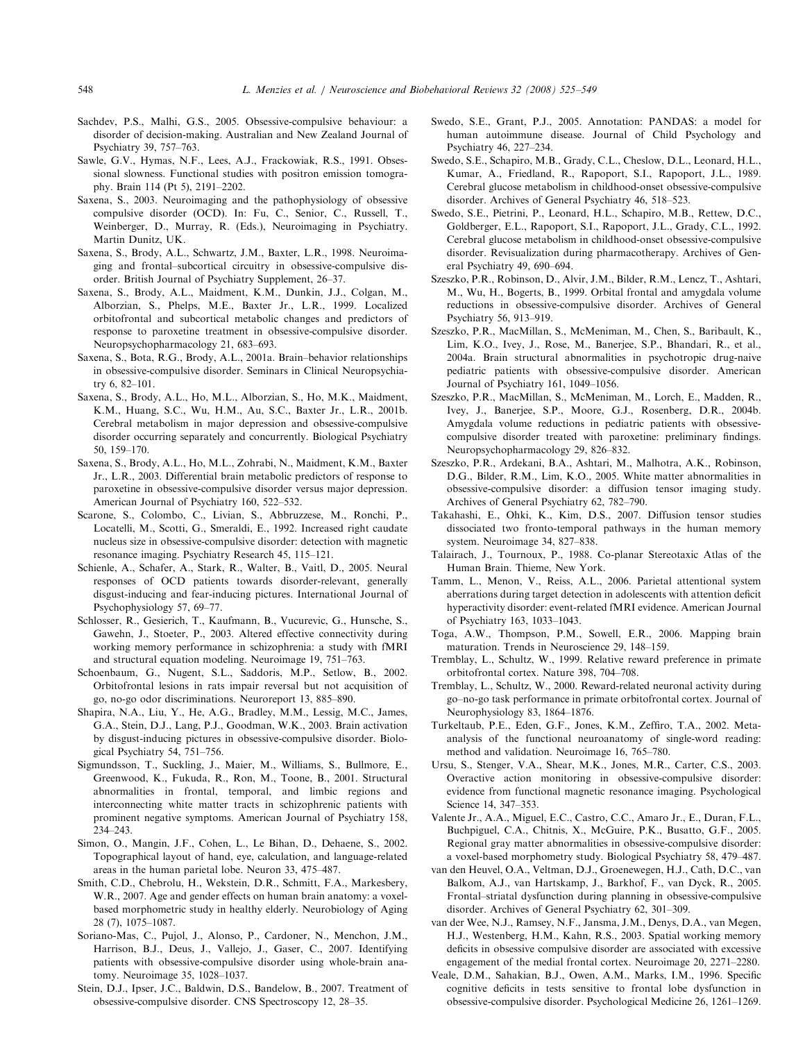Sachdev, P.S., Malhi, G.S., 2005. Obsessive-compulsive behaviour: a disorder of decision-making. Australian and New Zealand Journal of Psychiatry 39, 757–763.

Sawle, G.V., Hymas, N.F., Lees, A.J., Frackowiak, R.S., 1991. Obsessional slowness. Functional studies with positron emission tomography. Brain 114 (Pt 5), 2191–2202.

Saxena, S., 2003. Neuroimaging and the pathophysiology of obsessive compulsive disorder (OCD). In: Fu, C., Senior, C., Russell, T., Weinberger, D., Murray, R. (Eds.), Neuroimaging in Psychiatry. Martin Dunitz, UK.

Saxena, S., Brody, A.L., Schwartz, J.M., Baxter, L.R., 1998. Neuroimaging and frontal–subcortical circuitry in obsessive-compulsive disorder. British Journal of Psychiatry Supplement, 26–37.

Saxena, S., Brody, A.L., Maidment, K.M., Dunkin, J.J., Colgan, M., Alborzian, S., Phelps, M.E., Baxter Jr., L.R., 1999. Localized orbitofrontal and subcortical metabolic changes and predictors of response to paroxetine treatment in obsessive-compulsive disorder. Neuropsychopharmacology 21, 683–693.

Saxena, S., Bota, R.G., Brody, A.L., 2001a. Brain–behavior relationships in obsessive-compulsive disorder. Seminars in Clinical Neuropsychiatry 6, 82–101.

Saxena, S., Brody, A.L., Ho, M.L., Alborzian, S., Ho, M.K., Maidment, K.M., Huang, S.C., Wu, H.M., Au, S.C., Baxter Jr., L.R., 2001b. Cerebral metabolism in major depression and obsessive-compulsive disorder occurring separately and concurrently. Biological Psychiatry 50, 159–170.

Saxena, S., Brody, A.L., Ho, M.L., Zohrabi, N., Maidment, K.M., Baxter Jr., L.R., 2003. Differential brain metabolic predictors of response to paroxetine in obsessive-compulsive disorder versus major depression. American Journal of Psychiatry 160, 522–532.

Scarone, S., Colombo, C., Livian, S., Abbruzzese, M., Ronchi, P., Locatelli, M., Scotti, G., Smeraldi, E., 1992. Increased right caudate nucleus size in obsessive-compulsive disorder: detection with magnetic resonance imaging. Psychiatry Research 45, 115–121.

Schienle, A., Schafer, A., Stark, R., Walter, B., Vaitl, D., 2005. Neural responses of OCD patients towards disorder-relevant, generally disgust-inducing and fear-inducing pictures. International Journal of Psychophysiology 57, 69–77.

Schlosser, R., Gesierich, T., Kaufmann, B., Vucurevic, G., Hunsche, S., Gawehn, J., Stoeter, P., 2003. Altered effective connectivity during working memory performance in schizophrenia: a study with fMRI and structural equation modeling. Neuroimage 19, 751–763.

Schoenbaum, G., Nugent, S.L., Saddoris, M.P., Setlow, B., 2002. Orbitofrontal lesions in rats impair reversal but not acquisition of go, no-go odor discriminations. Neuroreport 13, 885–890.

Shapira, N.A., Liu, Y., He, A.G., Bradley, M.M., Lessig, M.C., James, G.A., Stein, D.J., Lang, P.J., Goodman, W.K., 2003. Brain activation by disgust-inducing pictures in obsessive-compulsive disorder. Biological Psychiatry 54, 751–756.

Sigmundsson, T., Suckling, J., Maier, M., Williams, S., Bullmore, E., Greenwood, K., Fukuda, R., Ron, M., Toone, B., 2001. Structural abnormalities in frontal, temporal, and limbic regions and interconnecting white matter tracts in schizophrenic patients with prominent negative symptoms. American Journal of Psychiatry 158, 234–243.

Simon, O., Mangin, J.F., Cohen, L., Le Bihan, D., Dehaene, S., 2002. Topographical layout of hand, eye, calculation, and language-related areas in the human parietal lobe. Neuron 33, 475–487.

Smith, C.D., Chebrolu, H., Wekstein, D.R., Schmitt, F.A., Markesbery, W.R., 2007. Age and gender effects on human brain anatomy: a voxel-based morphometric study in healthy elderly. Neurobiology of Aging 28 (7), 1075–1087.

Soriano-Mas, C., Pujol, J., Alonso, P., Cardoner, N., Menchon, J.M., Harrison, B.J., Deus, J., Vallejo, J., Gaser, C., 2007. Identifying patients with obsessive-compulsive disorder using whole-brain anatomy. Neuroimage 35, 1028–1037.

Stein, D.J., Ipser, J.C., Baldwin, D.S., Bandelow, B., 2007. Treatment of obsessive-compulsive disorder. CNS Spectroscopy 12, 28–35.

Swedo, S.E., Grant, P.J., 2005. Annotation: PANDAS: a model for human autoimmune disease. Journal of Child Psychology and Psychiatry 46, 227–234.

Swedo, S.E., Schapiro, M.B., Grady, C.L., Cheslow, D.L., Leonard, H.L., Kumar, A., Friedland, R., Rapoport, S.I., Rapoport, J.L., 1989. Cerebral glucose metabolism in childhood-onset obsessive-compulsive disorder. Archives of General Psychiatry 46, 518–523.

Swedo, S.E., Pietrini, P., Leonard, H.L., Schapiro, M.B., Rettew, D.C., Goldberger, E.L., Rapoport, S.I., Rapoport, J.L., Grady, C.L., 1992. Cerebral glucose metabolism in childhood-onset obsessive-compulsive disorder. Revisualization during pharmacotherapy. Archives of General Psychiatry 49, 690–694.

Szeszko, P.R., Robinson, D., Alvir, J.M., Bilder, R.M., Lencz, T., Ashtari, M., Wu, H., Bogerts, B., 1999. Orbital frontal and amygdala volume reductions in obsessive-compulsive disorder. Archives of General Psychiatry 56, 913–919.

Szeszko, P.R., MacMillan, S., McMeniman, M., Chen, S., Baribault, K., Lim, K.O., Ivey, J., Rose, M., Banerjee, S.P., Bhandari, R., et al., 2004a. Brain structural abnormalities in psychotropic drug-naive pediatric patients with obsessive-compulsive disorder. American Journal of Psychiatry 161, 1049–1056.

Szeszko, P.R., MacMillan, S., McMeniman, M., Lorch, E., Madden, R., Ivey, J., Banerjee, S.P., Moore, G.J., Rosenberg, D.R., 2004b. Amygdala volume reductions in pediatric patients with obsessive-compulsive disorder treated with paroxetine: preliminary findings. Neuropsychopharmacology 29, 826–832.

Szeszko, P.R., Ardekani, B.A., Ashtari, M., Malhotra, A.K., Robinson, D.G., Bilder, R.M., Lim, K.O., 2005. White matter abnormalities in obsessive-compulsive disorder: a diffusion tensor imaging study. Archives of General Psychiatry 62, 782–790.

Takahashi, E., Ohki, K., Kim, D.S., 2007. Diffusion tensor studies dissociated two fronto-temporal pathways in the human memory system. Neuroimage 34, 827–838.

Talairach, J., Tournoux, P., 1988. Co-planar Stereotaxic Atlas of the Human Brain. Thieme, New York.

Tamm, L., Menon, V., Reiss, A.L., 2006. Parietal attentional system aberrations during target detection in adolescents with attention deficit hyperactivity disorder: event-related fMRI evidence. American Journal of Psychiatry 163, 1033–1043.

Toga, A.W., Thompson, P.M., Sowell, E.R., 2006. Mapping brain maturation. Trends in Neuroscience 29, 148–159.

Tremblay, L., Schultz, W., 1999. Relative reward preference in primate orbitofrontal cortex. Nature 398, 704–708.

Tremblay, L., Schultz, W., 2000. Reward-related neuronal activity during go–no-go task performance in primate orbitofrontal cortex. Journal of Neurophysiology 83, 1864–1876.

Turkeltaub, P.E., Eden, G.F., Jones, K.M., Zeffiro, T.A., 2002. Meta-analysis of the functional neuroanatomy of single-word reading: method and validation. Neuroimage 16, 765–780.

Ursu, S., Stenger, V.A., Shear, M.K., Jones, M.R., Carter, C.S., 2003. Overactive action monitoring in obsessive-compulsive disorder: evidence from functional magnetic resonance imaging. Psychological Science 14, 347–353.

Valente Jr., A.A., Miguel, E.C., Castro, C.C., Amaro Jr., E., Duran, F.L., Buchpiguel, C.A., Chitnis, X., McGuire, P.K., Busatto, G.F., 2005. Regional gray matter abnormalities in obsessive-compulsive disorder: a voxel-based morphometry study. Biological Psychiatry 58, 479–487.

van den Heuvel, O.A., Veltman, D.J., Groenewegen, H.J., Cath, D.C., van Balkom, A.J., van Hartskamp, J., Barkhof, F., van Dyck, R., 2005. Frontal–striatal dysfunction during planning in obsessive-compulsive disorder. Archives of General Psychiatry 62, 301–309.

van der Wee, N.J., Ramsey, N.F., Jansma, J.M., Denys, D.A., van Megen, H.J., Westenberg, H.M., Kahn, R.S., 2003. Spatial working memory deficits in obsessive compulsive disorder are associated with excessive engagement of the medial frontal cortex. Neuroimage 20, 2271–2280.

Veale, D.M., Sahakian, B.J., Owen, A.M., Marks, I.M., 1996. Specific cognitive deficits in tests sensitive to frontal lobe dysfunction in obsessive-compulsive disorder. Psychological Medicine 26, 1261–1269.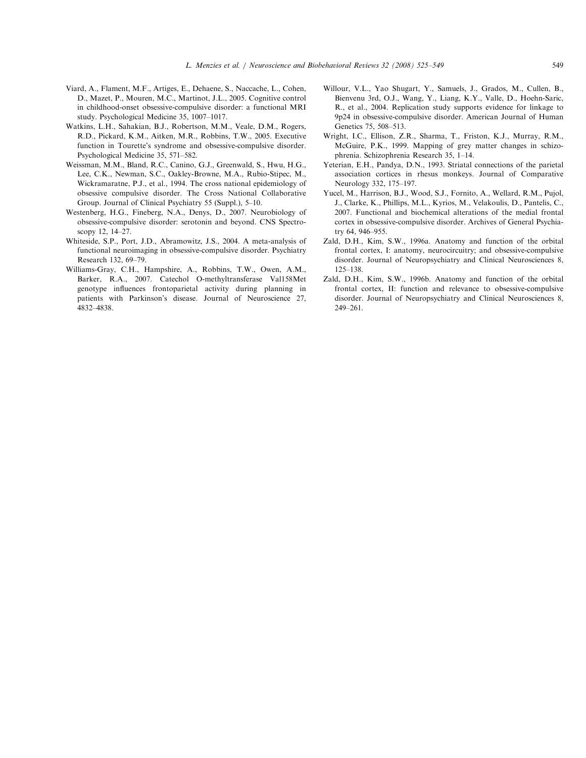Viard, A., Flament, M.F., Artiges, E., Dehaene, S., Naccache, L., Cohen, D., Mazet, P., Mouren, M.C., Martinot, J.L., 2005. Cognitive control in childhood-onset obsessive-compulsive disorder: a functional MRI study. Psychological Medicine 35, 1007–1017.

Watkins, L.H., Sahakian, B.J., Robertson, M.M., Veale, D.M., Rogers, R.D., Pickard, K.M., Aitken, M.R., Robbins, T.W., 2005. Executive function in Tourette's syndrome and obsessive-compulsive disorder. Psychological Medicine 35, 571–582.

Weissman, M.M., Bland, R.C., Canino, G.J., Greenwald, S., Hwu, H.G., Lee, C.K., Newman, S.C., Oakley-Browne, M.A., Rubio-Stipec, M., Wickramaratne, P.J., et al., 1994. The cross national epidemiology of obsessive compulsive disorder. The Cross National Collaborative Group. Journal of Clinical Psychiatry 55 (Suppl.), 5–10.

Westenberg, H.G., Fineberg, N.A., Denys, D., 2007. Neurobiology of obsessive-compulsive disorder: serotonin and beyond. CNS Spectroscopy 12, 14–27.

Whiteside, S.P., Port, J.D., Abramowitz, J.S., 2004. A meta-analysis of functional neuroimaging in obsessive-compulsive disorder. Psychiatry Research 132, 69–79.

Williams-Gray, C.H., Hampshire, A., Robbins, T.W., Owen, A.M., Barker, R.A., 2007. Catechol O-methyltransferase Val158Met genotype influences frontoparietal activity during planning in patients with Parkinson's disease. Journal of Neuroscience 27, 4832–4838.

Willour, V.L., Yao Shugart, Y., Samuels, J., Grados, M., Cullen, B., Bienvenu 3rd, O.J., Wang, Y., Liang, K.Y., Valle, D., Hoehn-Saric, R., et al., 2004. Replication study supports evidence for linkage to 9p24 in obsessive-compulsive disorder. American Journal of Human Genetics 75, 508–513.

Wright, I.C., Ellison, Z.R., Sharma, T., Friston, K.J., Murray, R.M., McGuire, P.K., 1999. Mapping of grey matter changes in schizophrenia. Schizophrenia Research 35, 1–14.

Yeterian, E.H., Pandya, D.N., 1993. Striatal connections of the parietal association cortices in rhesus monkeys. Journal of Comparative Neurology 332, 175–197.

Yucel, M., Harrison, B.J., Wood, S.J., Fornito, A., Wellard, R.M., Pujol, J., Clarke, K., Phillips, M.L., Kyrios, M., Velakoulis, D., Pantelis, C., 2007. Functional and biochemical alterations of the medial frontal cortex in obsessive-compulsive disorder. Archives of General Psychiatry 64, 946–955.

Zald, D.H., Kim, S.W., 1996a. Anatomy and function of the orbital frontal cortex, I: anatomy, neurocircuitry; and obsessive-compulsive disorder. Journal of Neuropsychiatry and Clinical Neurosciences 8, 125–138.

Zald, D.H., Kim, S.W., 1996b. Anatomy and function of the orbital frontal cortex, II: function and relevance to obsessive-compulsive disorder. Journal of Neuropsychiatry and Clinical Neurosciences 8, 249–261.